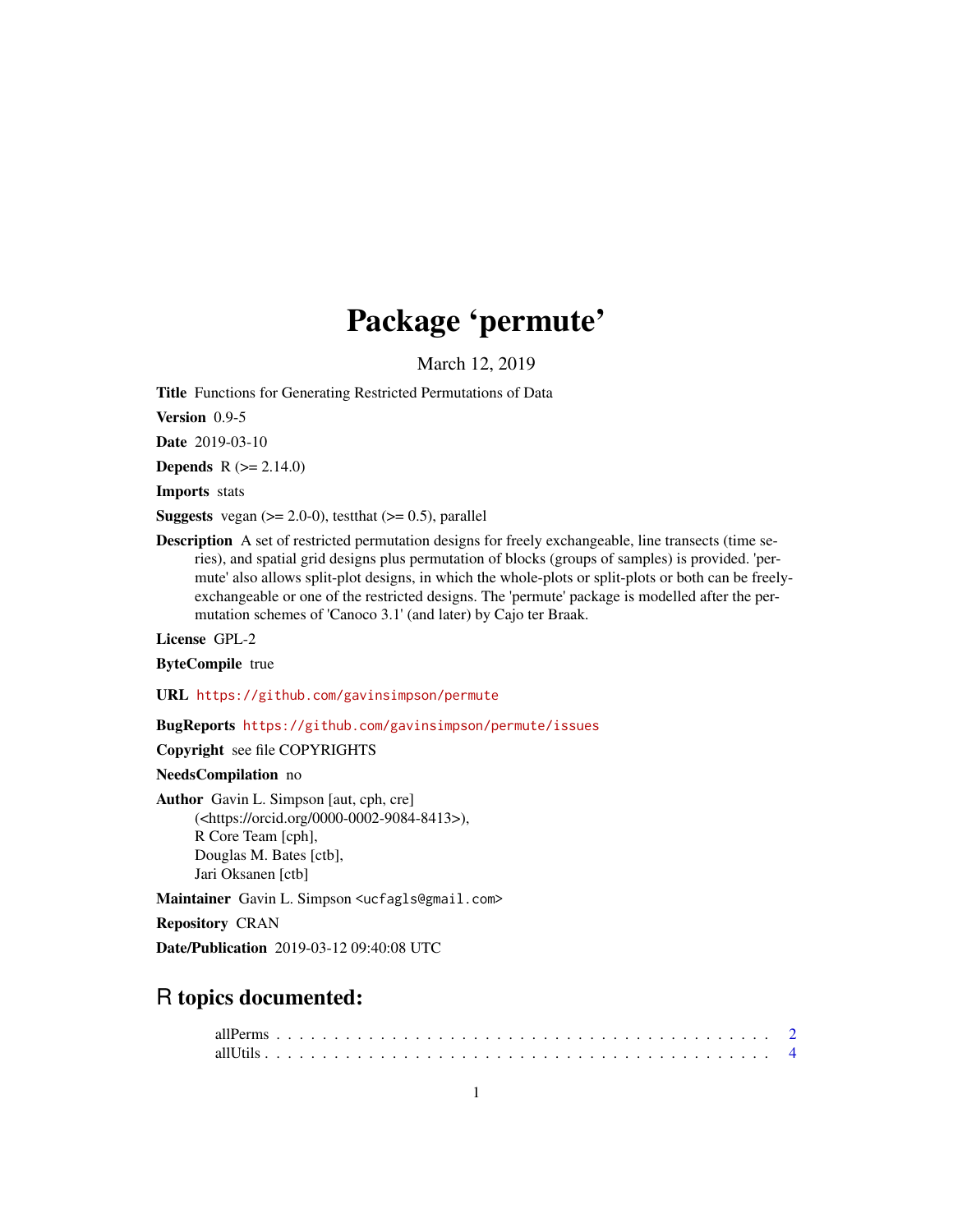# Package 'permute'

March 12, 2019

**Title** Functions for Generating Restricted Permutations of Data

**Version** 0.9-5

**Date** 2019-03-10

**Depends** R (>= 2.14.0)

**Imports** stats

**Suggests** vegan (>= 2.0-0), testthat (>= 0.5), parallel

**Description** A set of restricted permutation designs for freely exchangeable, line transects (time series), and spatial grid designs plus permutation of blocks (groups of samples) is provided. 'permute' also allows split-plot designs, in which the whole-plots or split-plots or both can be freely-exchangeable or one of the restricted designs. The 'permute' package is modelled after the permutation schemes of 'Canoco 3.1' (and later) by Cajo ter Braak.

**License** GPL-2

**ByteCompile** true

**URL** https://github.com/gavinsimpson/permute

**BugReports** https://github.com/gavinsimpson/permute/issues

**Copyright** see file COPYRIGHTS

**NeedsCompilation** no

**Author** Gavin L. Simpson [aut, cph, cre] (<https://orcid.org/0000-0002-9084-8413>), R Core Team [cph], Douglas M. Bates [ctb], Jari Oksanen [ctb]

**Maintainer** Gavin L. Simpson <ucfagls@gmail.com>

**Repository** CRAN

**Date/Publication** 2019-03-12 09:40:08 UTC

## R topics documented:

allPerms . . . . . . . . . . . . . . . . . . . . . . . . . . . . . . . . . . . . . . . . . 2
allUtils . . . . . . . . . . . . . . . . . . . . . . . . . . . . . . . . . . . . . . . . . . 4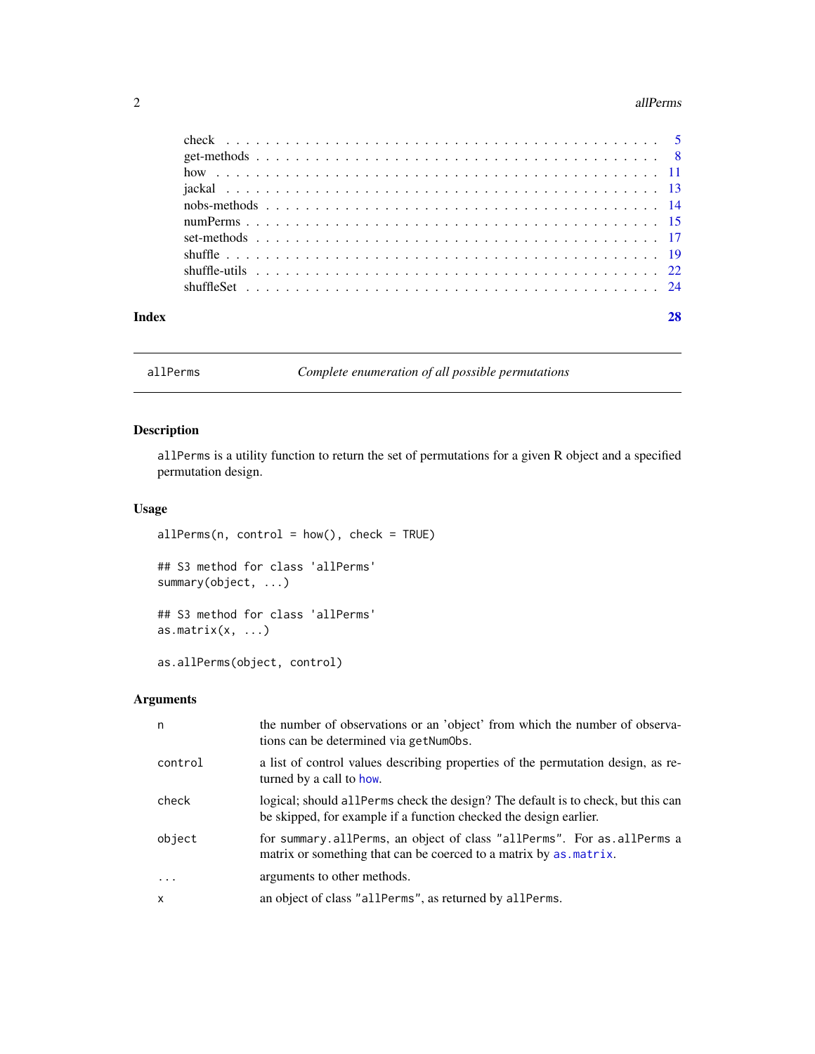check . . . . . . . . . . . . . . . . . . . . . . . . . . . . . . . . . . . . . . . 5
get-methods . . . . . . . . . . . . . . . . . . . . . . . . . . . . . . . . . . . . 8
how . . . . . . . . . . . . . . . . . . . . . . . . . . . . . . . . . . . . . . . . 11
jackal . . . . . . . . . . . . . . . . . . . . . . . . . . . . . . . . . . . . . . . 13
nobs-methods . . . . . . . . . . . . . . . . . . . . . . . . . . . . . . . . . . . 14
numPerms . . . . . . . . . . . . . . . . . . . . . . . . . . . . . . . . . . . . . 15
set-methods . . . . . . . . . . . . . . . . . . . . . . . . . . . . . . . . . . . . 17
shuffle . . . . . . . . . . . . . . . . . . . . . . . . . . . . . . . . . . . . . . 19
shuffle-utils . . . . . . . . . . . . . . . . . . . . . . . . . . . . . . . . . . . 22
shuffleSet . . . . . . . . . . . . . . . . . . . . . . . . . . . . . . . . . . . . 24

**Index** **28**

---

## allPerms — *Complete enumeration of all possible permutations*

### Description

`allPerms` is a utility function to return the set of permutations for a given R object and a specified permutation design.

### Usage

```
allPerms(n, control = how(), check = TRUE)

## S3 method for class 'allPerms'
summary(object, ...)

## S3 method for class 'allPerms'
as.matrix(x, ...)

as.allPerms(object, control)
```

### Arguments

| | |
|---|---|
| `n` | the number of observations or an 'object' from which the number of observations can be determined via `getNumObs`. |
| `control` | a list of control values describing properties of the permutation design, as returned by a call to `how`. |
| `check` | logical; should `allPerms` check the design? The default is to check, but this can be skipped, for example if a function checked the design earlier. |
| `object` | for `summary.allPerms`, an object of class `"allPerms"`. For `as.allPerms` a matrix or something that can be coerced to a matrix by `as.matrix`. |
| `...` | arguments to other methods. |
| `x` | an object of class `"allPerms"`, as returned by `allPerms`. |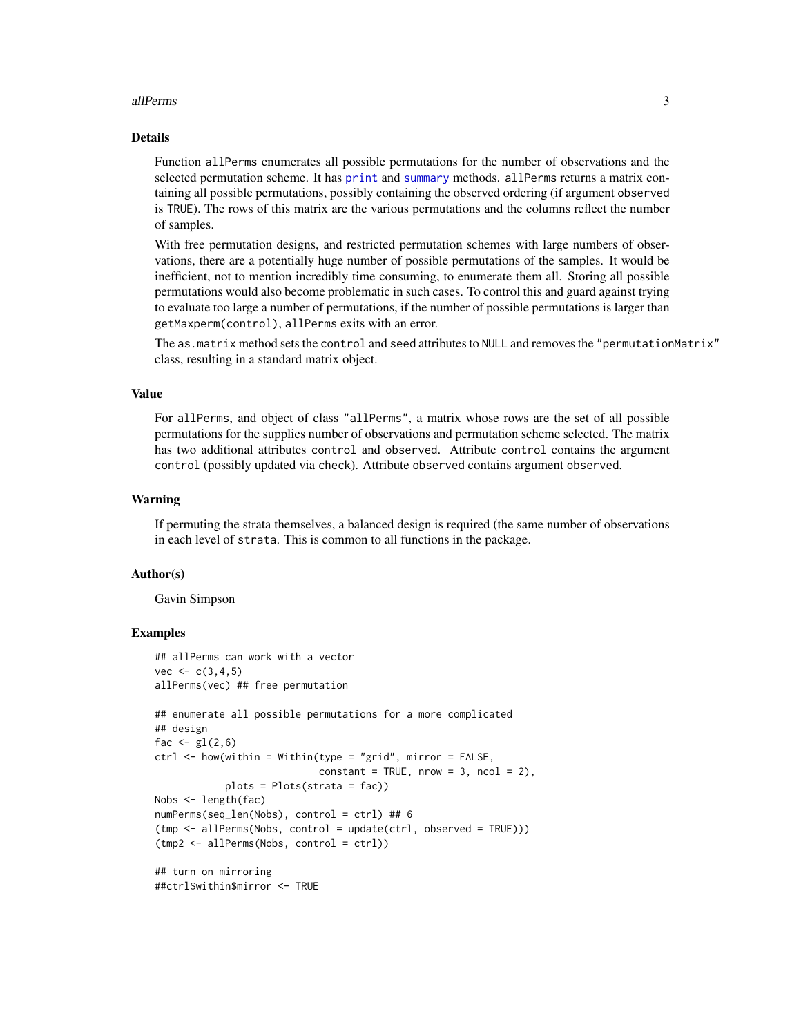## Details

Function `allPerms` enumerates all possible permutations for the number of observations and the selected permutation scheme. It has `print` and `summary` methods. `allPerms` returns a matrix containing all possible permutations, possibly containing the observed ordering (if argument `observed` is `TRUE`). The rows of this matrix are the various permutations and the columns reflect the number of samples.

With free permutation designs, and restricted permutation schemes with large numbers of observations, there are a potentially huge number of possible permutations of the samples. It would be inefficient, not to mention incredibly time consuming, to enumerate them all. Storing all possible permutations would also become problematic in such cases. To control this and guard against trying to evaluate too large a number of permutations, if the number of possible permutations is larger than `getMaxperm(control)`, `allPerms` exits with an error.

The `as.matrix` method sets the `control` and `seed` attributes to `NULL` and removes the `"permutationMatrix"` class, resulting in a standard matrix object.

## Value

For `allPerms`, and object of class `"allPerms"`, a matrix whose rows are the set of all possible permutations for the supplies number of observations and permutation scheme selected. The matrix has two additional attributes `control` and `observed`. Attribute `control` contains the argument `control` (possibly updated via `check`). Attribute `observed` contains argument `observed`.

## Warning

If permuting the strata themselves, a balanced design is required (the same number of observations in each level of `strata`. This is common to all functions in the package.

## Author(s)

Gavin Simpson

## Examples

```
## allPerms can work with a vector
vec <- c(3,4,5)
allPerms(vec) ## free permutation

## enumerate all possible permutations for a more complicated
## design
fac <- gl(2,6)
ctrl <- how(within = Within(type = "grid", mirror = FALSE,
                            constant = TRUE, nrow = 3, ncol = 2),
            plots = Plots(strata = fac))
Nobs <- length(fac)
numPerms(seq_len(Nobs), control = ctrl) ## 6
(tmp <- allPerms(Nobs, control = update(ctrl, observed = TRUE)))
(tmp2 <- allPerms(Nobs, control = ctrl))

## turn on mirroring
##ctrl$within$mirror <- TRUE
```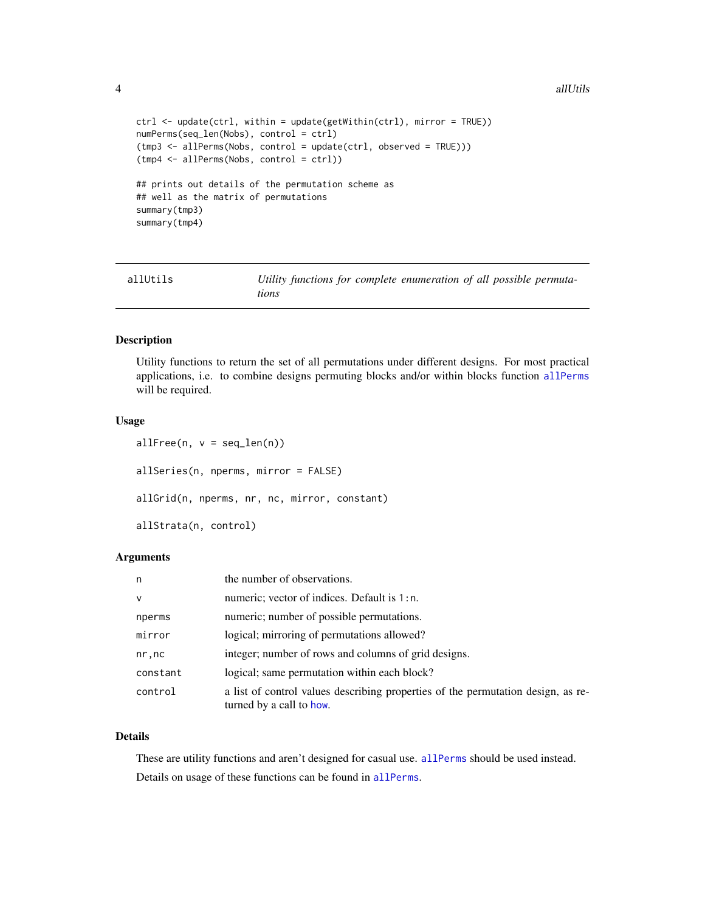```
ctrl <- update(ctrl, within = update(getWithin(ctrl), mirror = TRUE))
numPerms(seq_len(Nobs), control = ctrl)
(tmp3 <- allPerms(Nobs, control = update(ctrl, observed = TRUE)))
(tmp4 <- allPerms(Nobs, control = ctrl))

## prints out details of the permutation scheme as
## well as the matrix of permutations
summary(tmp3)
summary(tmp4)
```

---

## allUtils — *Utility functions for complete enumeration of all possible permutations*

---

### Description

Utility functions to return the set of all permutations under different designs. For most practical applications, i.e. to combine designs permuting blocks and/or within blocks function `allPerms` will be required.

### Usage

```
allFree(n, v = seq_len(n))

allSeries(n, nperms, mirror = FALSE)

allGrid(n, nperms, nr, nc, mirror, constant)

allStrata(n, control)
```

### Arguments

| | |
|---|---|
| `n` | the number of observations. |
| `v` | numeric; vector of indices. Default is `1:n`. |
| `nperms` | numeric; number of possible permutations. |
| `mirror` | logical; mirroring of permutations allowed? |
| `nr,nc` | integer; number of rows and columns of grid designs. |
| `constant` | logical; same permutation within each block? |
| `control` | a list of control values describing properties of the permutation design, as returned by a call to `how`. |

### Details

These are utility functions and aren't designed for casual use. `allPerms` should be used instead.

Details on usage of these functions can be found in `allPerms`.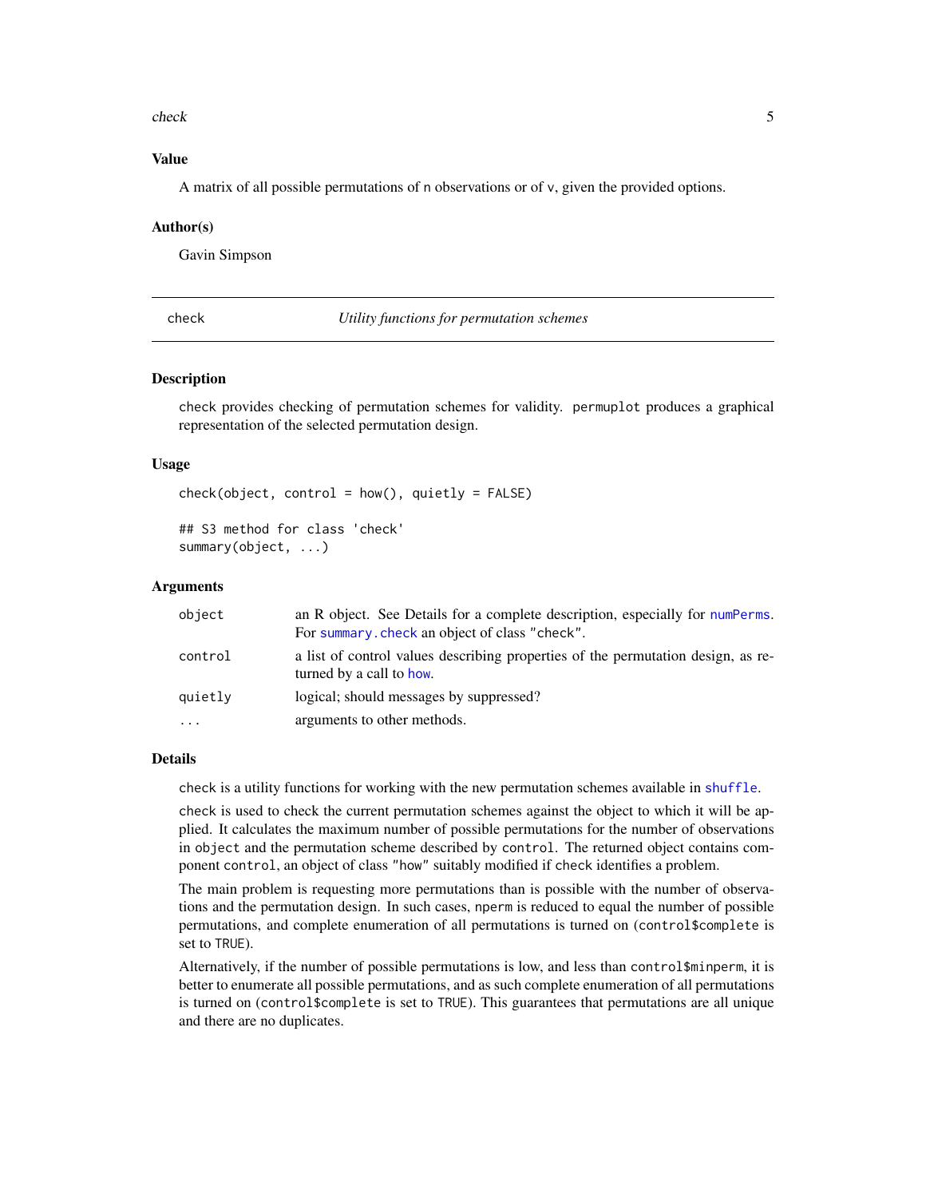### Value

A matrix of all possible permutations of `n` observations or of `v`, given the provided options.

### Author(s)

Gavin Simpson

---

## check — *Utility functions for permutation schemes*

---

### Description

`check` provides checking of permutation schemes for validity. `permuplot` produces a graphical representation of the selected permutation design.

### Usage

```
check(object, control = how(), quietly = FALSE)

## S3 method for class 'check'
summary(object, ...)
```

### Arguments

| | |
|---|---|
| `object` | an R object. See Details for a complete description, especially for `numPerms`. For `summary.check` an object of class `"check"`. |
| `control` | a list of control values describing properties of the permutation design, as returned by a call to `how`. |
| `quietly` | logical; should messages by suppressed? |
| `...` | arguments to other methods. |

### Details

`check` is a utility functions for working with the new permutation schemes available in `shuffle`.

`check` is used to check the current permutation schemes against the object to which it will be applied. It calculates the maximum number of possible permutations for the number of observations in `object` and the permutation scheme described by `control`. The returned object contains component `control`, an object of class `"how"` suitably modified if `check` identifies a problem.

The main problem is requesting more permutations than is possible with the number of observations and the permutation design. In such cases, `nperm` is reduced to equal the number of possible permutations, and complete enumeration of all permutations is turned on (`control$complete` is set to `TRUE`).

Alternatively, if the number of possible permutations is low, and less than `control$minperm`, it is better to enumerate all possible permutations, and as such complete enumeration of all permutations is turned on (`control$complete` is set to `TRUE`). This guarantees that permutations are all unique and there are no duplicates.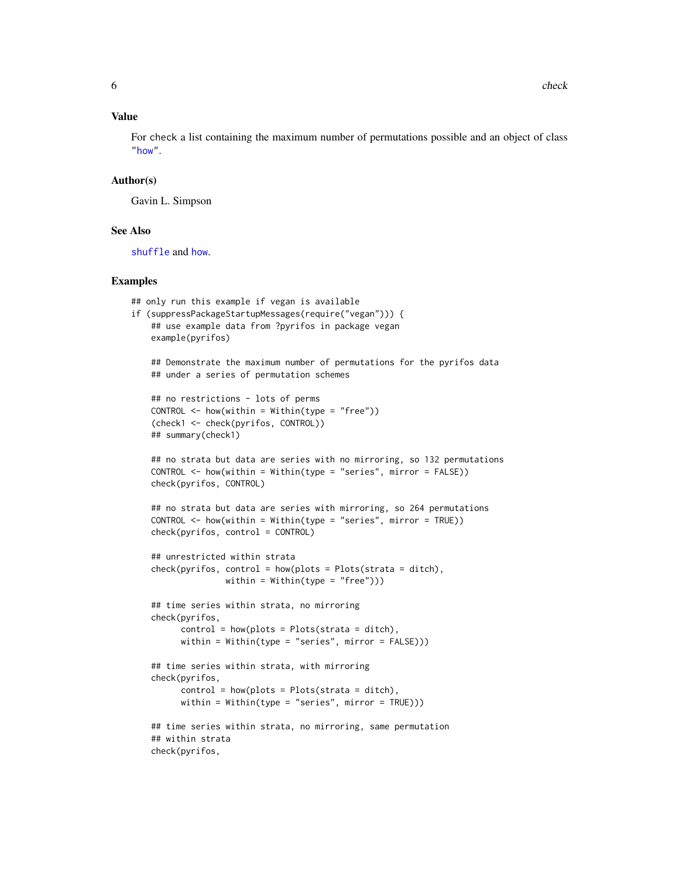## Value

For check a list containing the maximum number of permutations possible and an object of class "how".

## Author(s)

Gavin L. Simpson

## See Also

shuffle and how.

## Examples

```
## only run this example if vegan is available
if (suppressPackageStartupMessages(require("vegan"))) {
    ## use example data from ?pyrifos in package vegan
    example(pyrifos)

    ## Demonstrate the maximum number of permutations for the pyrifos data
    ## under a series of permutation schemes

    ## no restrictions - lots of perms
    CONTROL <- how(within = Within(type = "free"))
    (check1 <- check(pyrifos, CONTROL))
    ## summary(check1)

    ## no strata but data are series with no mirroring, so 132 permutations
    CONTROL <- how(within = Within(type = "series", mirror = FALSE))
    check(pyrifos, CONTROL)

    ## no strata but data are series with mirroring, so 264 permutations
    CONTROL <- how(within = Within(type = "series", mirror = TRUE))
    check(pyrifos, control = CONTROL)

    ## unrestricted within strata
    check(pyrifos, control = how(plots = Plots(strata = ditch),
                   within = Within(type = "free")))

    ## time series within strata, no mirroring
    check(pyrifos,
          control = how(plots = Plots(strata = ditch),
          within = Within(type = "series", mirror = FALSE)))

    ## time series within strata, with mirroring
    check(pyrifos,
          control = how(plots = Plots(strata = ditch),
          within = Within(type = "series", mirror = TRUE)))

    ## time series within strata, no mirroring, same permutation
    ## within strata
    check(pyrifos,
```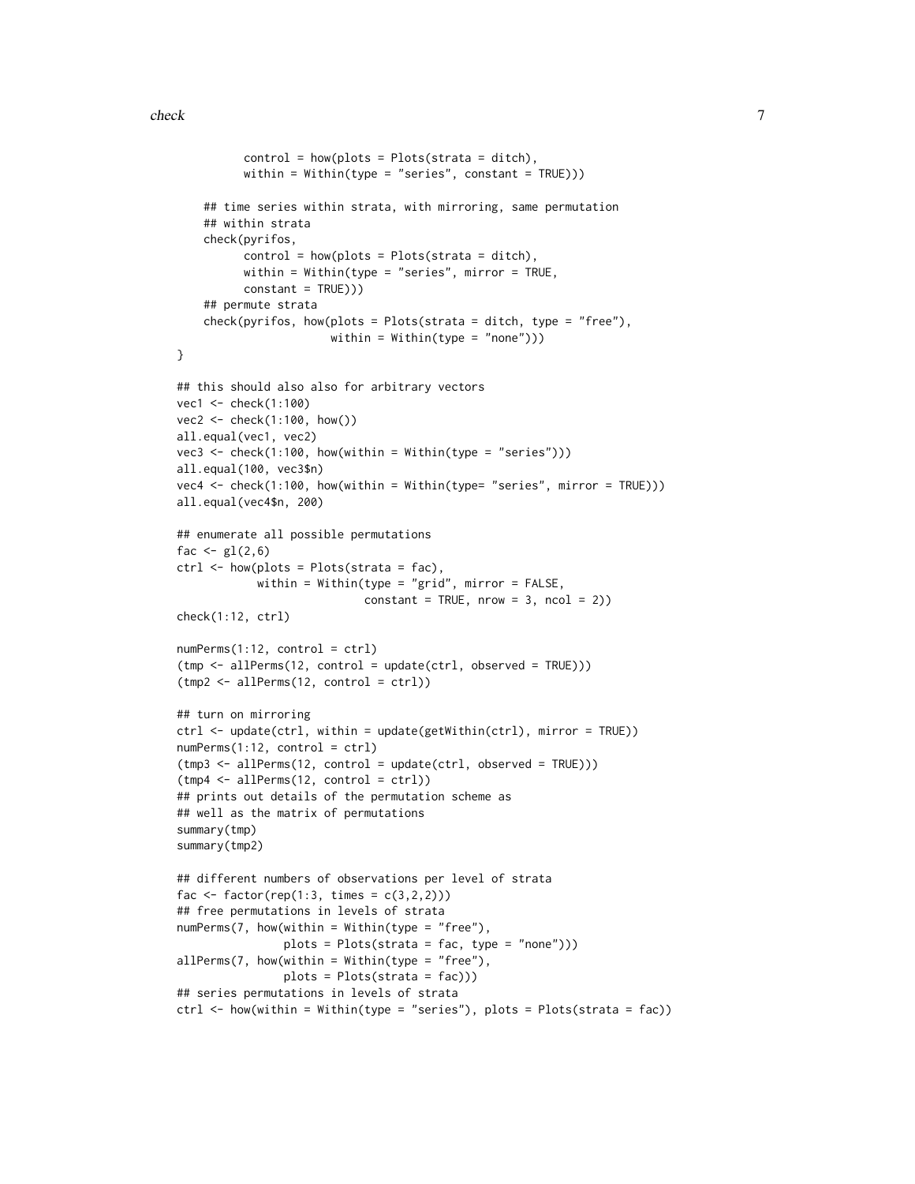```
          control = how(plots = Plots(strata = ditch),
          within = Within(type = "series", constant = TRUE)))

    ## time series within strata, with mirroring, same permutation
    ## within strata
    check(pyrifos,
          control = how(plots = Plots(strata = ditch),
          within = Within(type = "series", mirror = TRUE,
          constant = TRUE)))
    ## permute strata
    check(pyrifos, how(plots = Plots(strata = ditch, type = "free"),
                       within = Within(type = "none")))
}

## this should also also for arbitrary vectors
vec1 <- check(1:100)
vec2 <- check(1:100, how())
all.equal(vec1, vec2)
vec3 <- check(1:100, how(within = Within(type = "series")))
all.equal(100, vec3$n)
vec4 <- check(1:100, how(within = Within(type= "series", mirror = TRUE)))
all.equal(vec4$n, 200)

## enumerate all possible permutations
fac <- gl(2,6)
ctrl <- how(plots = Plots(strata = fac),
            within = Within(type = "grid", mirror = FALSE,
                            constant = TRUE, nrow = 3, ncol = 2))
check(1:12, ctrl)

numPerms(1:12, control = ctrl)
(tmp <- allPerms(12, control = update(ctrl, observed = TRUE)))
(tmp2 <- allPerms(12, control = ctrl))

## turn on mirroring
ctrl <- update(ctrl, within = update(getWithin(ctrl), mirror = TRUE))
numPerms(1:12, control = ctrl)
(tmp3 <- allPerms(12, control = update(ctrl, observed = TRUE)))
(tmp4 <- allPerms(12, control = ctrl))
## prints out details of the permutation scheme as
## well as the matrix of permutations
summary(tmp)
summary(tmp2)

## different numbers of observations per level of strata
fac <- factor(rep(1:3, times = c(3,2,2)))
## free permutations in levels of strata
numPerms(7, how(within = Within(type = "free"),
                plots = Plots(strata = fac, type = "none")))
allPerms(7, how(within = Within(type = "free"),
                plots = Plots(strata = fac)))
## series permutations in levels of strata
ctrl <- how(within = Within(type = "series"), plots = Plots(strata = fac))
```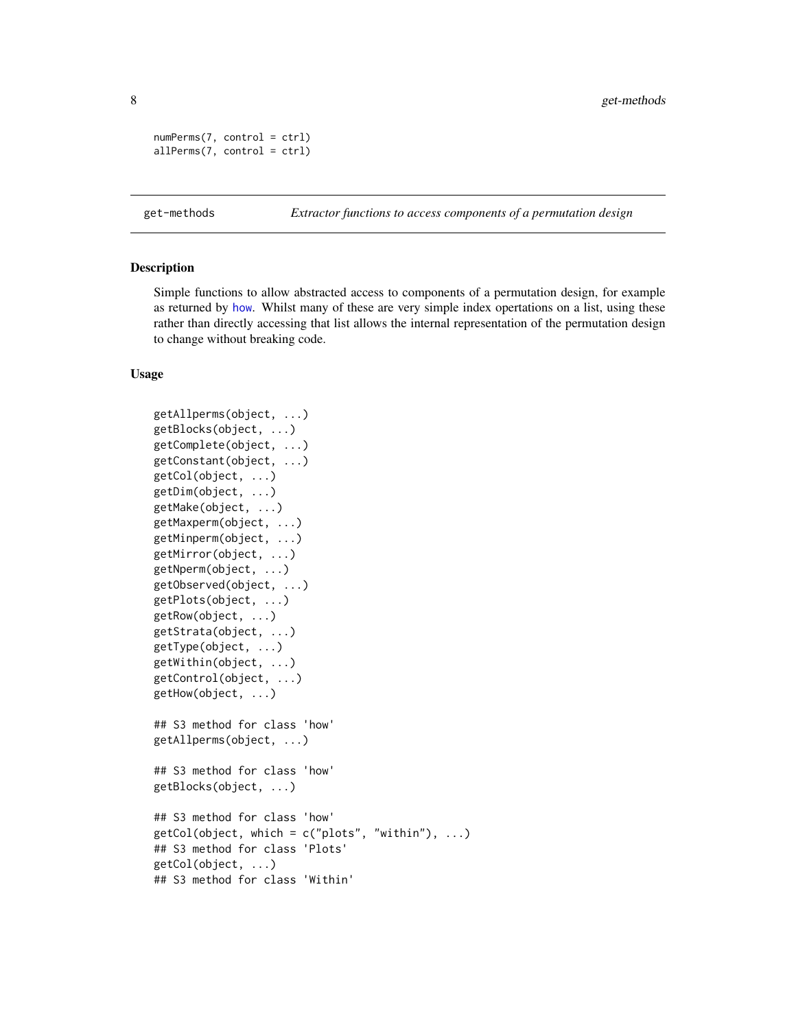```
numPerms(7, control = ctrl)
allPerms(7, control = ctrl)
```

## get-methods *Extractor functions to access components of a permutation design*

### Description

Simple functions to allow abstracted access to components of a permutation design, for example as returned by how. Whilst many of these are very simple index opertations on a list, using these rather than directly accessing that list allows the internal representation of the permutation design to change without breaking code.

### Usage

```
getAllperms(object, ...)
getBlocks(object, ...)
getComplete(object, ...)
getConstant(object, ...)
getCol(object, ...)
getDim(object, ...)
getMake(object, ...)
getMaxperm(object, ...)
getMinperm(object, ...)
getMirror(object, ...)
getNperm(object, ...)
getObserved(object, ...)
getPlots(object, ...)
getRow(object, ...)
getStrata(object, ...)
getType(object, ...)
getWithin(object, ...)
getControl(object, ...)
getHow(object, ...)

## S3 method for class 'how'
getAllperms(object, ...)

## S3 method for class 'how'
getBlocks(object, ...)

## S3 method for class 'how'
getCol(object, which = c("plots", "within"), ...)
## S3 method for class 'Plots'
getCol(object, ...)
## S3 method for class 'Within'
```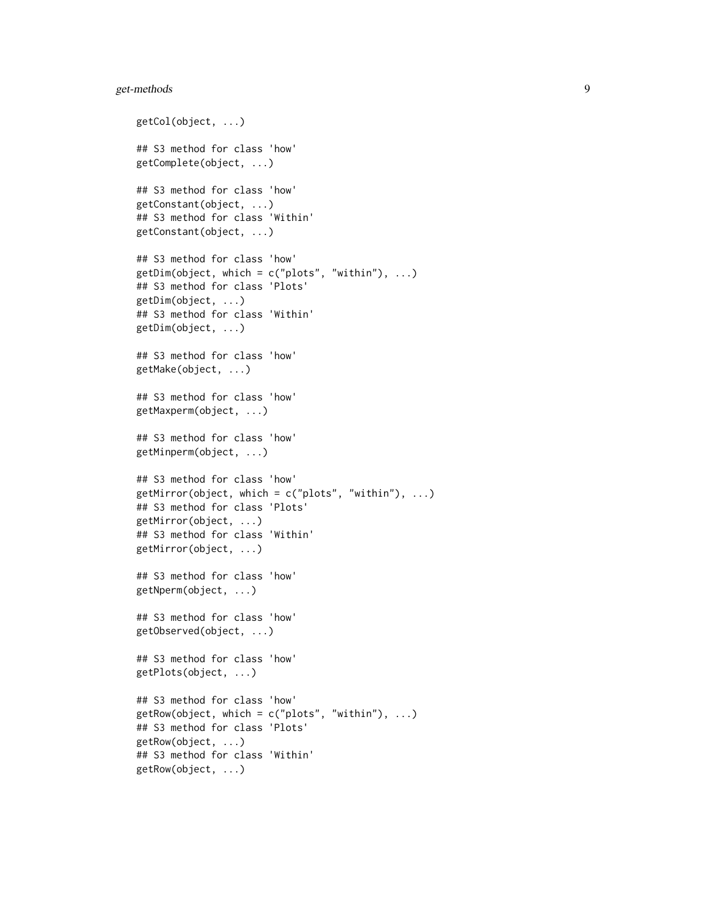```
getCol(object, ...)

## S3 method for class 'how'
getComplete(object, ...)

## S3 method for class 'how'
getConstant(object, ...)
## S3 method for class 'Within'
getConstant(object, ...)

## S3 method for class 'how'
getDim(object, which = c("plots", "within"), ...)
## S3 method for class 'Plots'
getDim(object, ...)
## S3 method for class 'Within'
getDim(object, ...)

## S3 method for class 'how'
getMake(object, ...)

## S3 method for class 'how'
getMaxperm(object, ...)

## S3 method for class 'how'
getMinperm(object, ...)

## S3 method for class 'how'
getMirror(object, which = c("plots", "within"), ...)
## S3 method for class 'Plots'
getMirror(object, ...)
## S3 method for class 'Within'
getMirror(object, ...)

## S3 method for class 'how'
getNperm(object, ...)

## S3 method for class 'how'
getObserved(object, ...)

## S3 method for class 'how'
getPlots(object, ...)

## S3 method for class 'how'
getRow(object, which = c("plots", "within"), ...)
## S3 method for class 'Plots'
getRow(object, ...)
## S3 method for class 'Within'
getRow(object, ...)
```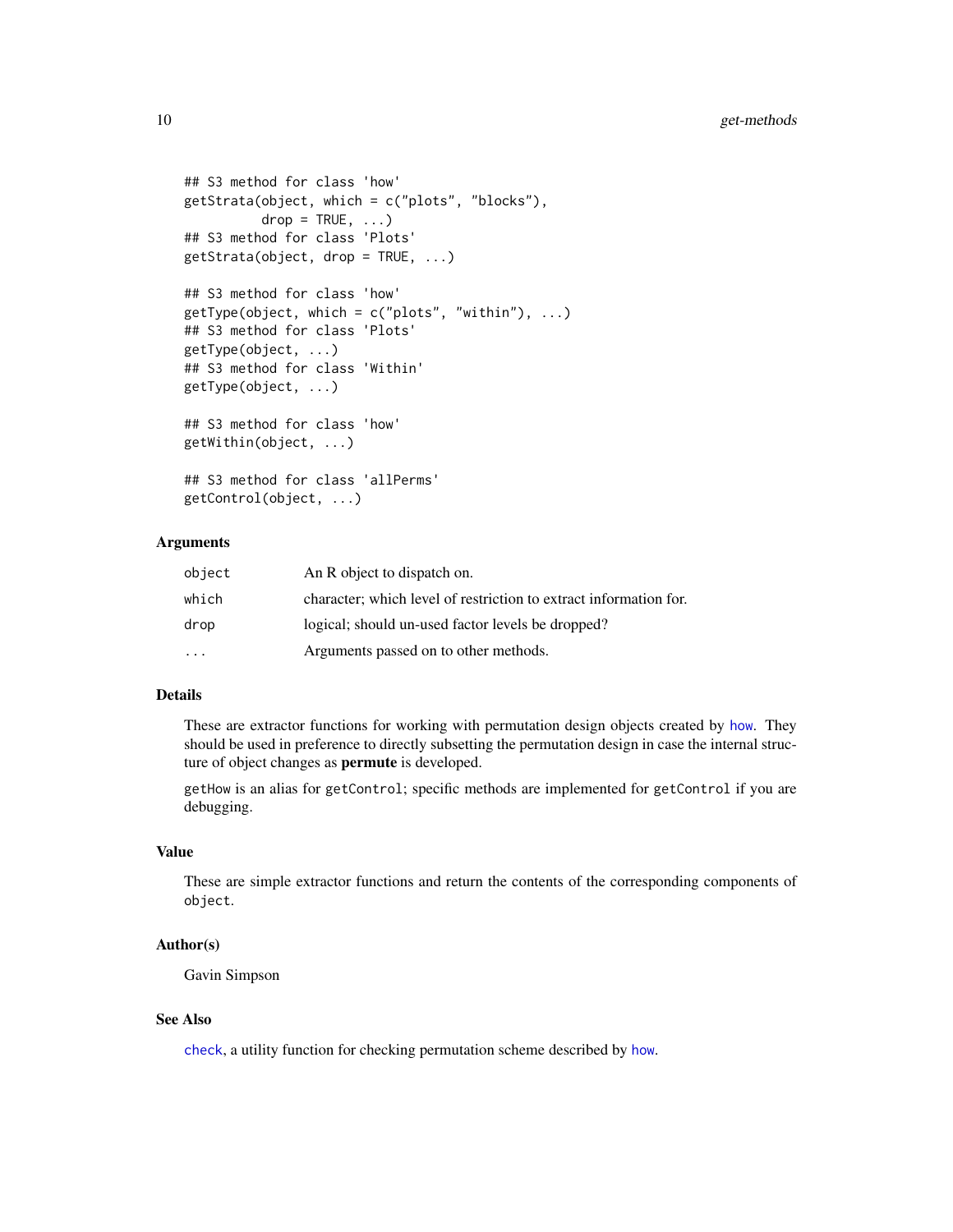```
## S3 method for class 'how'
getStrata(object, which = c("plots", "blocks"),
          drop = TRUE, ...)
## S3 method for class 'Plots'
getStrata(object, drop = TRUE, ...)

## S3 method for class 'how'
getType(object, which = c("plots", "within"), ...)
## S3 method for class 'Plots'
getType(object, ...)
## S3 method for class 'Within'
getType(object, ...)

## S3 method for class 'how'
getWithin(object, ...)

## S3 method for class 'allPerms'
getControl(object, ...)
```

### Arguments

| | |
|---|---|
| `object` | An R object to dispatch on. |
| `which` | character; which level of restriction to extract information for. |
| `drop` | logical; should un-used factor levels be dropped? |
| `...` | Arguments passed on to other methods. |

### Details

These are extractor functions for working with permutation design objects created by `how`. They should be used in preference to directly subsetting the permutation design in case the internal structure of object changes as **permute** is developed.

`getHow` is an alias for `getControl`; specific methods are implemented for `getControl` if you are debugging.

### Value

These are simple extractor functions and return the contents of the corresponding components of `object`.

### Author(s)

Gavin Simpson

### See Also

`check`, a utility function for checking permutation scheme described by `how`.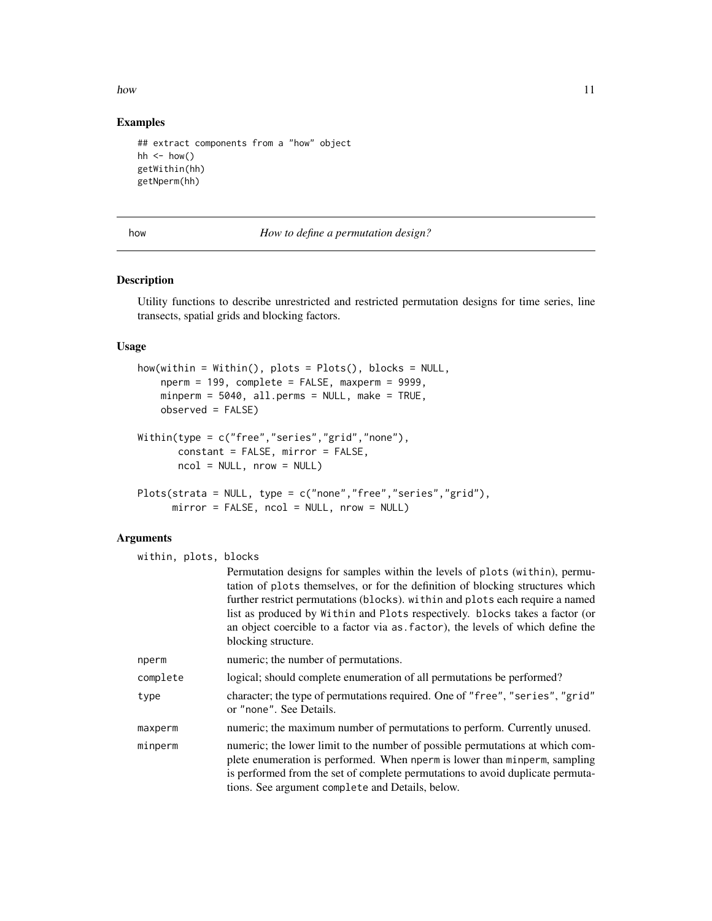## Examples

```
## extract components from a "how" object
hh <- how()
getWithin(hh)
getNperm(hh)
```

---

# how — *How to define a permutation design?*

---

## Description

Utility functions to describe unrestricted and restricted permutation designs for time series, line transects, spatial grids and blocking factors.

## Usage

```
how(within = Within(), plots = Plots(), blocks = NULL,
    nperm = 199, complete = FALSE, maxperm = 9999,
    minperm = 5040, all.perms = NULL, make = TRUE,
    observed = FALSE)

Within(type = c("free","series","grid","none"),
       constant = FALSE, mirror = FALSE,
       ncol = NULL, nrow = NULL)

Plots(strata = NULL, type = c("none","free","series","grid"),
      mirror = FALSE, ncol = NULL, nrow = NULL)
```

## Arguments

`within, plots, blocks`
: Permutation designs for samples within the levels of `plots` (`within`), permutation of `plots` themselves, or for the definition of blocking structures which further restrict permutations (`blocks`). `within` and `plots` each require a named list as produced by `Within` and `Plots` respectively. `blocks` takes a factor (or an object coercible to a factor via `as.factor`), the levels of which define the blocking structure.

`nperm`
: numeric; the number of permutations.

`complete`
: logical; should complete enumeration of all permutations be performed?

`type`
: character; the type of permutations required. One of `"free"`, `"series"`, `"grid"` or `"none"`. See Details.

`maxperm`
: numeric; the maximum number of permutations to perform. Currently unused.

`minperm`
: numeric; the lower limit to the number of possible permutations at which complete enumeration is performed. When `nperm` is lower than `minperm`, sampling is performed from the set of complete permutations to avoid duplicate permutations. See argument `complete` and Details, below.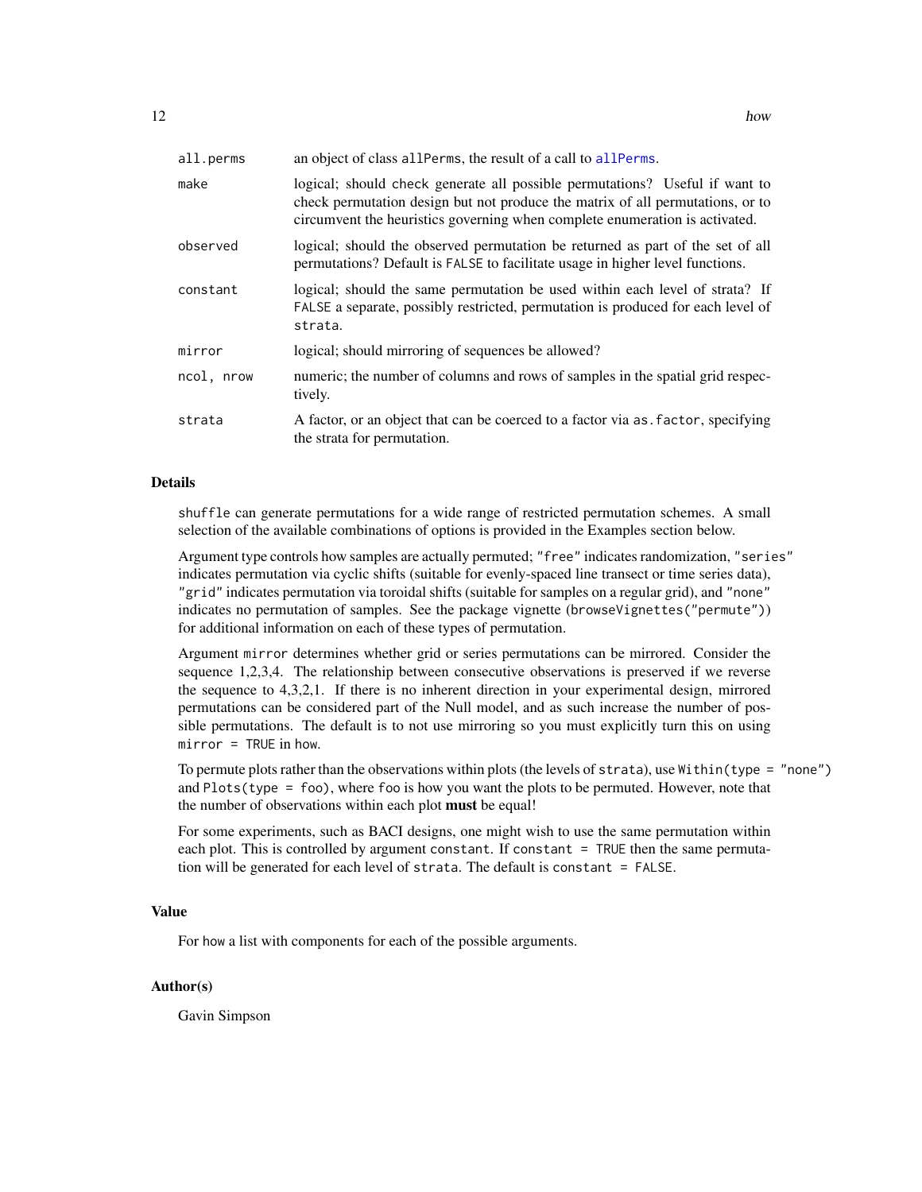| | |
|---|---|
| `all.perms` | an object of class `allPerms`, the result of a call to `allPerms`. |
| `make` | logical; should check generate all possible permutations? Useful if want to check permutation design but not produce the matrix of all permutations, or to circumvent the heuristics governing when complete enumeration is activated. |
| `observed` | logical; should the observed permutation be returned as part of the set of all permutations? Default is `FALSE` to facilitate usage in higher level functions. |
| `constant` | logical; should the same permutation be used within each level of strata? If `FALSE` a separate, possibly restricted, permutation is produced for each level of `strata`. |
| `mirror` | logical; should mirroring of sequences be allowed? |
| `ncol, nrow` | numeric; the number of columns and rows of samples in the spatial grid respectively. |
| `strata` | A factor, or an object that can be coerced to a factor via `as.factor`, specifying the strata for permutation. |

## Details

`shuffle` can generate permutations for a wide range of restricted permutation schemes. A small selection of the available combinations of options is provided in the Examples section below.

Argument `type` controls how samples are actually permuted; `"free"` indicates randomization, `"series"` indicates permutation via cyclic shifts (suitable for evenly-spaced line transect or time series data), `"grid"` indicates permutation via toroidal shifts (suitable for samples on a regular grid), and `"none"` indicates no permutation of samples. See the package vignette (`browseVignettes("permute")`) for additional information on each of these types of permutation.

Argument `mirror` determines whether grid or series permutations can be mirrored. Consider the sequence 1,2,3,4. The relationship between consecutive observations is preserved if we reverse the sequence to 4,3,2,1. If there is no inherent direction in your experimental design, mirrored permutations can be considered part of the Null model, and as such increase the number of possible permutations. The default is to not use mirroring so you must explicitly turn this on using `mirror = TRUE` in `how`.

To permute plots rather than the observations within plots (the levels of `strata`), use `Within(type = "none")` and `Plots(type = foo)`, where `foo` is how you want the plots to be permuted. However, note that the number of observations within each plot **must** be equal!

For some experiments, such as BACI designs, one might wish to use the same permutation within each plot. This is controlled by argument `constant`. If `constant = TRUE` then the same permutation will be generated for each level of `strata`. The default is `constant = FALSE`.

## Value

For `how` a list with components for each of the possible arguments.

## Author(s)

Gavin Simpson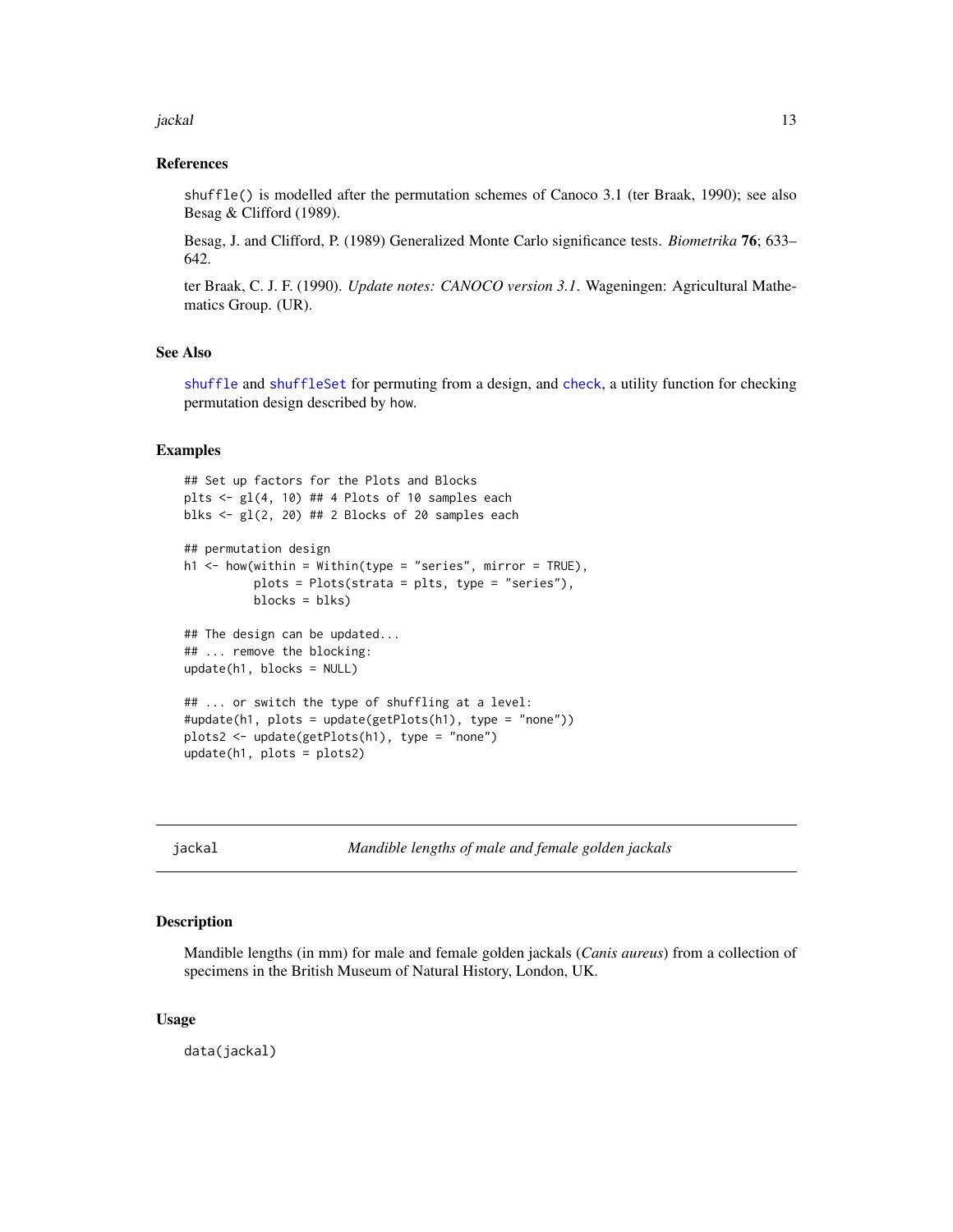### References

shuffle() is modelled after the permutation schemes of Canoco 3.1 (ter Braak, 1990); see also Besag & Clifford (1989).

Besag, J. and Clifford, P. (1989) Generalized Monte Carlo significance tests. *Biometrika* **76**; 633–642.

ter Braak, C. J. F. (1990). *Update notes: CANOCO version 3.1*. Wageningen: Agricultural Mathematics Group. (UR).

### See Also

shuffle and shuffleSet for permuting from a design, and check, a utility function for checking permutation design described by how.

### Examples

```
## Set up factors for the Plots and Blocks
plts <- gl(4, 10) ## 4 Plots of 10 samples each
blks <- gl(2, 20) ## 2 Blocks of 20 samples each

## permutation design
h1 <- how(within = Within(type = "series", mirror = TRUE),
          plots = Plots(strata = plts, type = "series"),
          blocks = blks)

## The design can be updated...
## ... remove the blocking:
update(h1, blocks = NULL)

## ... or switch the type of shuffling at a level:
#update(h1, plots = update(getPlots(h1), type = "none"))
plots2 <- update(getPlots(h1), type = "none")
update(h1, plots = plots2)
```

---

## jackal — *Mandible lengths of male and female golden jackals*

### Description

Mandible lengths (in mm) for male and female golden jackals (*Canis aureus*) from a collection of specimens in the British Museum of Natural History, London, UK.

### Usage

```
data(jackal)
```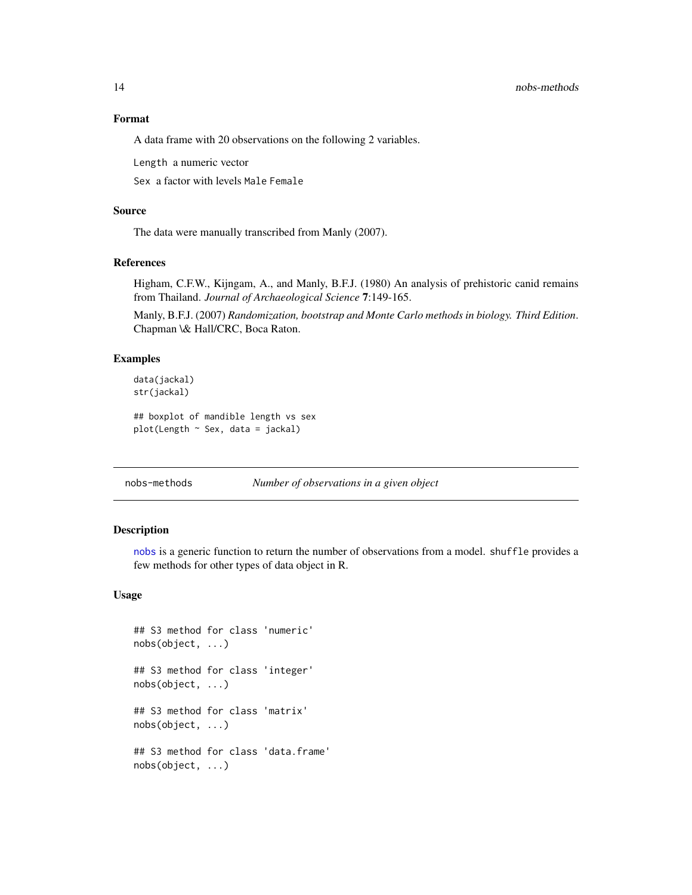### Format

A data frame with 20 observations on the following 2 variables.

`Length` a numeric vector

`Sex` a factor with levels `Male` `Female`

### Source

The data were manually transcribed from Manly (2007).

### References

Higham, C.F.W., Kijngam, A., and Manly, B.F.J. (1980) An analysis of prehistoric canid remains from Thailand. *Journal of Archaeological Science* **7**:149-165.

Manly, B.F.J. (2007) *Randomization, bootstrap and Monte Carlo methods in biology. Third Edition*. Chapman \& Hall/CRC, Boca Raton.

### Examples

```
data(jackal)
str(jackal)

## boxplot of mandible length vs sex
plot(Length ~ Sex, data = jackal)
```

---

## nobs-methods — *Number of observations in a given object*

### Description

`nobs` is a generic function to return the number of observations from a model. `shuffle` provides a few methods for other types of data object in R.

### Usage

```
## S3 method for class 'numeric'
nobs(object, ...)

## S3 method for class 'integer'
nobs(object, ...)

## S3 method for class 'matrix'
nobs(object, ...)

## S3 method for class 'data.frame'
nobs(object, ...)
```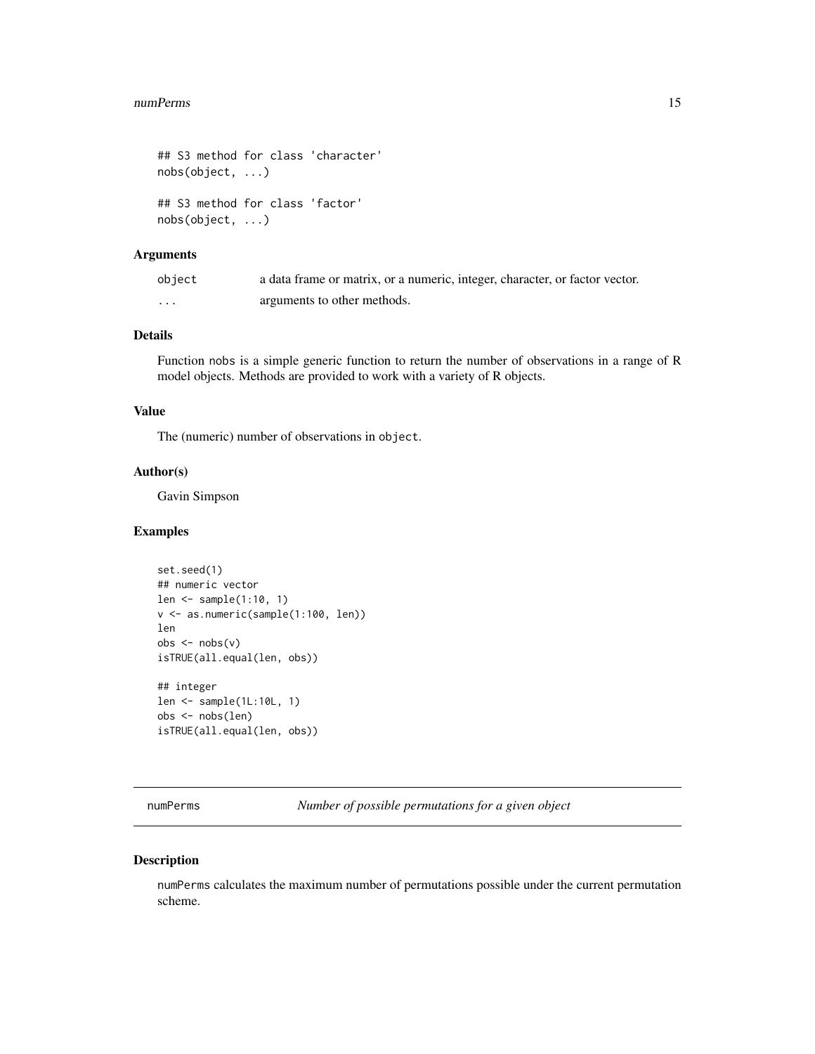```
## S3 method for class 'character'
nobs(object, ...)

## S3 method for class 'factor'
nobs(object, ...)
```

### Arguments

| | |
|---|---|
| `object` | a data frame or matrix, or a numeric, integer, character, or factor vector. |
| `...` | arguments to other methods. |

### Details

Function `nobs` is a simple generic function to return the number of observations in a range of R model objects. Methods are provided to work with a variety of R objects.

### Value

The (numeric) number of observations in `object`.

### Author(s)

Gavin Simpson

### Examples

```
set.seed(1)
## numeric vector
len <- sample(1:10, 1)
v <- as.numeric(sample(1:100, len))
len
obs <- nobs(v)
isTRUE(all.equal(len, obs))

## integer
len <- sample(1L:10L, 1)
obs <- nobs(len)
isTRUE(all.equal(len, obs))
```

---

## numPerms — *Number of possible permutations for a given object*

### Description

`numPerms` calculates the maximum number of permutations possible under the current permutation scheme.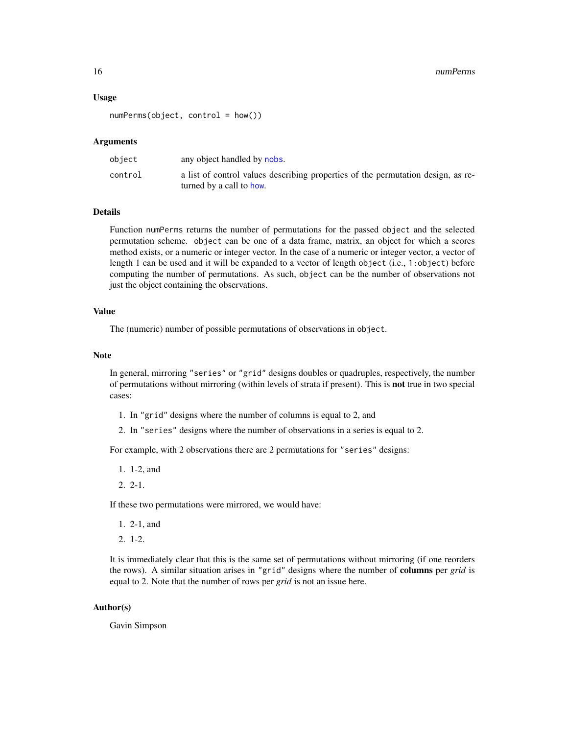### Usage

```
numPerms(object, control = how())
```

### Arguments

| | |
|---|---|
| `object` | any object handled by `nobs`. |
| `control` | a list of control values describing properties of the permutation design, as returned by a call to `how`. |

### Details

Function `numPerms` returns the number of permutations for the passed `object` and the selected permutation scheme. `object` can be one of a data frame, matrix, an object for which a scores method exists, or a numeric or integer vector. In the case of a numeric or integer vector, a vector of length 1 can be used and it will be expanded to a vector of length `object` (i.e., `1:object`) before computing the number of permutations. As such, `object` can be the number of observations not just the object containing the observations.

### Value

The (numeric) number of possible permutations of observations in `object`.

### Note

In general, mirroring `"series"` or `"grid"` designs doubles or quadruples, respectively, the number of permutations without mirroring (within levels of strata if present). This is **not** true in two special cases:

1. In `"grid"` designs where the number of columns is equal to 2, and
2. In `"series"` designs where the number of observations in a series is equal to 2.

For example, with 2 observations there are 2 permutations for `"series"` designs:

1. 1-2, and
2. 2-1.

If these two permutations were mirrored, we would have:

1. 2-1, and
2. 1-2.

It is immediately clear that this is the same set of permutations without mirroring (if one reorders the rows). A similar situation arises in `"grid"` designs where the number of **columns** per *grid* is equal to 2. Note that the number of rows per *grid* is not an issue here.

### Author(s)

Gavin Simpson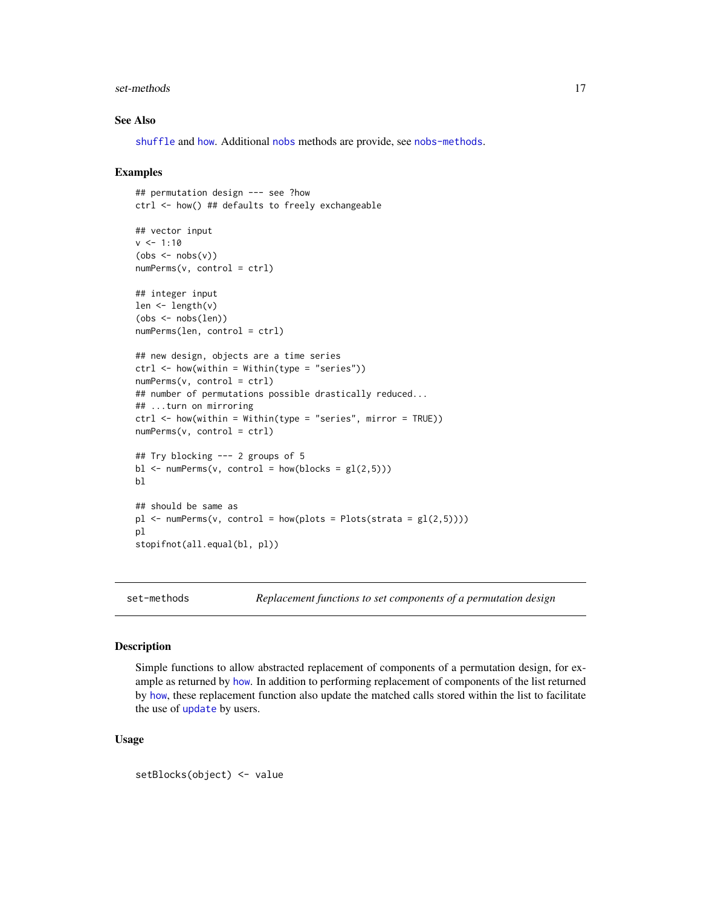### See Also

shuffle and how. Additional nobs methods are provide, see nobs-methods.

### Examples

```
## permutation design --- see ?how
ctrl <- how() ## defaults to freely exchangeable

## vector input
v <- 1:10
(obs <- nobs(v))
numPerms(v, control = ctrl)

## integer input
len <- length(v)
(obs <- nobs(len))
numPerms(len, control = ctrl)

## new design, objects are a time series
ctrl <- how(within = Within(type = "series"))
numPerms(v, control = ctrl)
## number of permutations possible drastically reduced...
## ...turn on mirroring
ctrl <- how(within = Within(type = "series", mirror = TRUE))
numPerms(v, control = ctrl)

## Try blocking --- 2 groups of 5
bl <- numPerms(v, control = how(blocks = gl(2,5)))
bl

## should be same as
pl <- numPerms(v, control = how(plots = Plots(strata = gl(2,5))))
pl
stopifnot(all.equal(bl, pl))
```

---

## set-methods — *Replacement functions to set components of a permutation design*

### Description

Simple functions to allow abstracted replacement of components of a permutation design, for example as returned by how. In addition to performing replacement of components of the list returned by how, these replacement function also update the matched calls stored within the list to facilitate the use of update by users.

### Usage

```
setBlocks(object) <- value
```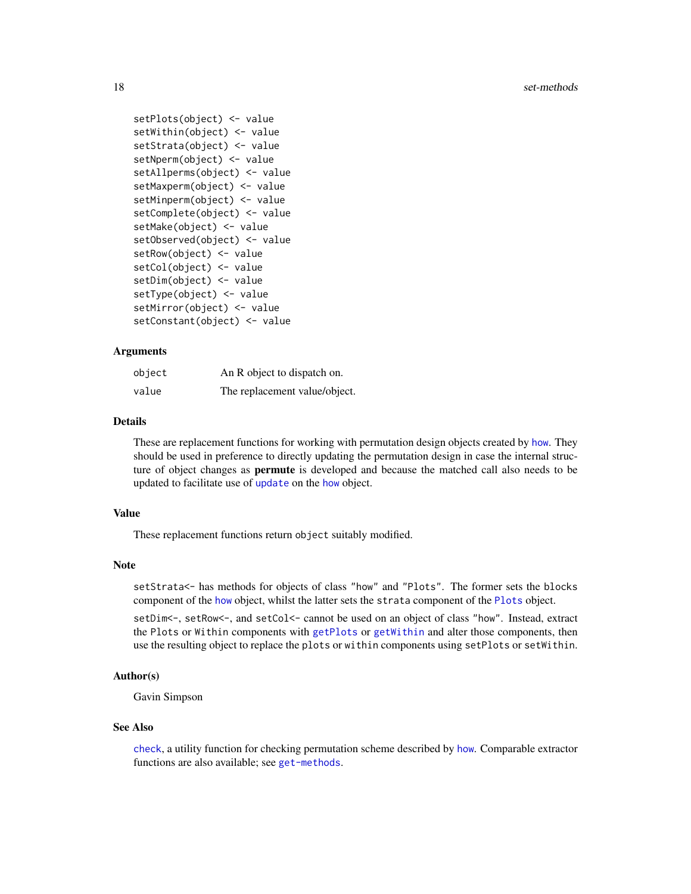```
setPlots(object) <- value
setWithin(object) <- value
setStrata(object) <- value
setNperm(object) <- value
setAllperms(object) <- value
setMaxperm(object) <- value
setMinperm(object) <- value
setComplete(object) <- value
setMake(object) <- value
setObserved(object) <- value
setRow(object) <- value
setCol(object) <- value
setDim(object) <- value
setType(object) <- value
setMirror(object) <- value
setConstant(object) <- value
```

### Arguments

| | |
|---|---|
| `object` | An R object to dispatch on. |
| `value` | The replacement value/object. |

### Details

These are replacement functions for working with permutation design objects created by `how`. They should be used in preference to directly updating the permutation design in case the internal structure of object changes as **permute** is developed and because the matched call also needs to be updated to facilitate use of `update` on the `how` object.

### Value

These replacement functions return `object` suitably modified.

### Note

`setStrata<-` has methods for objects of class `"how"` and `"Plots"`. The former sets the `blocks` component of the `how` object, whilst the latter sets the `strata` component of the `Plots` object.

`setDim<-`, `setRow<-`, and `setCol<-` cannot be used on an object of class `"how"`. Instead, extract the `Plots` or `Within` components with `getPlots` or `getWithin` and alter those components, then use the resulting object to replace the `plots` or `within` components using `setPlots` or `setWithin`.

### Author(s)

Gavin Simpson

### See Also

`check`, a utility function for checking permutation scheme described by `how`. Comparable extractor functions are also available; see `get-methods`.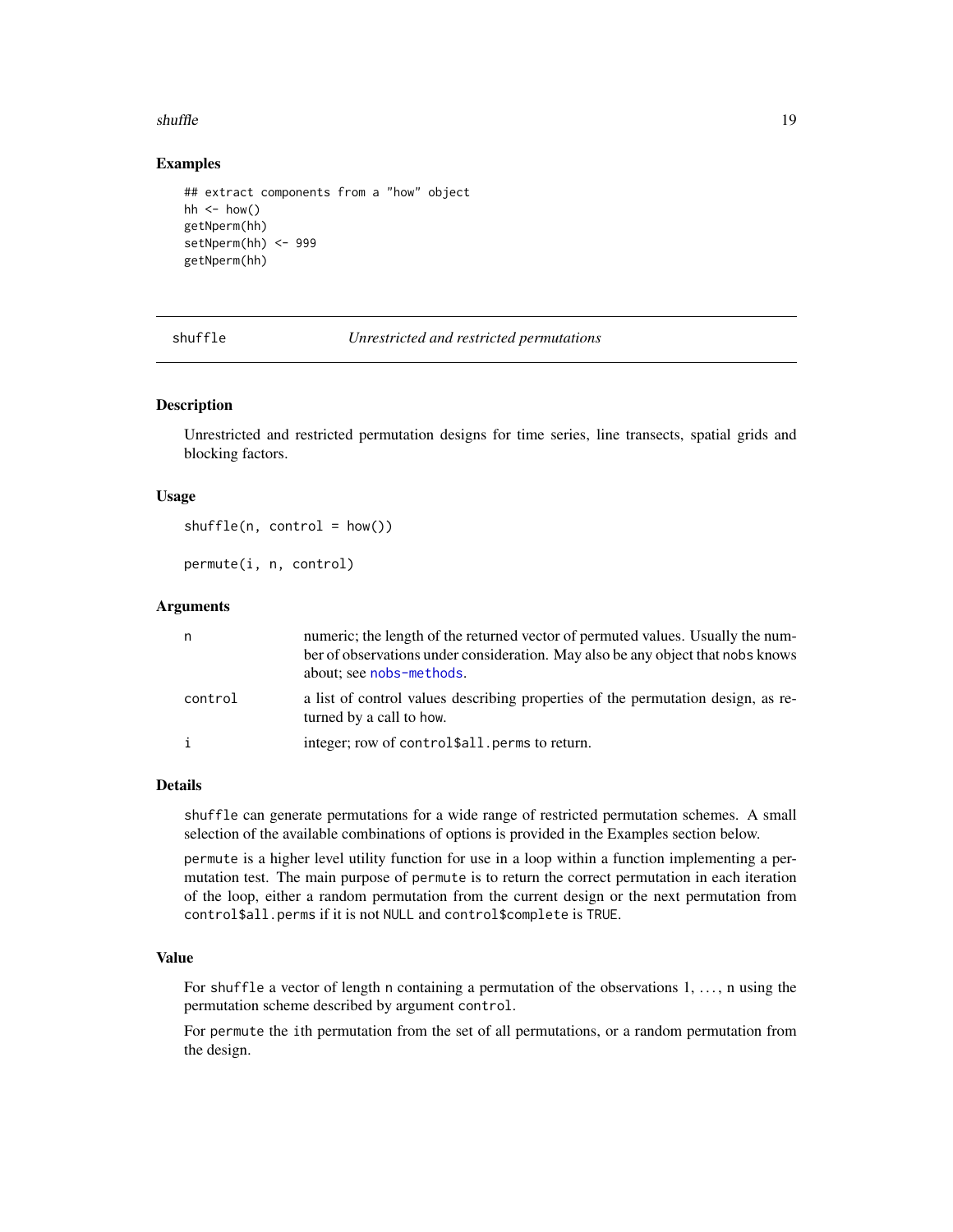## Examples

```
## extract components from a "how" object
hh <- how()
getNperm(hh)
setNperm(hh) <- 999
getNperm(hh)
```

---

## shuffle — *Unrestricted and restricted permutations*

### Description

Unrestricted and restricted permutation designs for time series, line transects, spatial grids and blocking factors.

### Usage

```
shuffle(n, control = how())

permute(i, n, control)
```

### Arguments

| | |
|---|---|
| `n` | numeric; the length of the returned vector of permuted values. Usually the number of observations under consideration. May also be any object that `nobs` knows about; see `nobs-methods`. |
| `control` | a list of control values describing properties of the permutation design, as returned by a call to `how`. |
| `i` | integer; row of `control$all.perms` to return. |

### Details

`shuffle` can generate permutations for a wide range of restricted permutation schemes. A small selection of the available combinations of options is provided in the Examples section below.

`permute` is a higher level utility function for use in a loop within a function implementing a permutation test. The main purpose of `permute` is to return the correct permutation in each iteration of the loop, either a random permutation from the current design or the next permutation from `control$all.perms` if it is not `NULL` and `control$complete` is `TRUE`.

### Value

For `shuffle` a vector of length `n` containing a permutation of the observations 1, ..., n using the permutation scheme described by argument `control`.

For `permute` the `i`th permutation from the set of all permutations, or a random permutation from the design.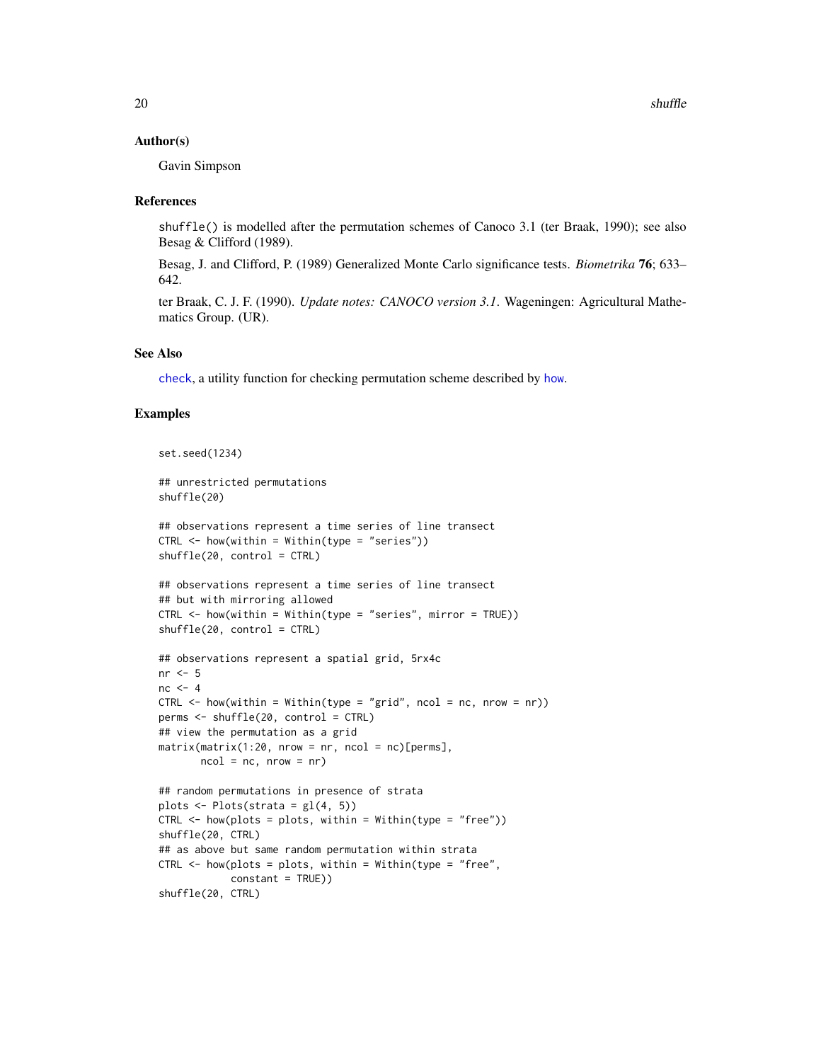## Author(s)

Gavin Simpson

## References

`shuffle()` is modelled after the permutation schemes of Canoco 3.1 (ter Braak, 1990); see also Besag & Clifford (1989).

Besag, J. and Clifford, P. (1989) Generalized Monte Carlo significance tests. *Biometrika* **76**; 633–642.

ter Braak, C. J. F. (1990). *Update notes: CANOCO version 3.1*. Wageningen: Agricultural Mathematics Group. (UR).

## See Also

`check`, a utility function for checking permutation scheme described by `how`.

## Examples

```
set.seed(1234)

## unrestricted permutations
shuffle(20)

## observations represent a time series of line transect
CTRL <- how(within = Within(type = "series"))
shuffle(20, control = CTRL)

## observations represent a time series of line transect
## but with mirroring allowed
CTRL <- how(within = Within(type = "series", mirror = TRUE))
shuffle(20, control = CTRL)

## observations represent a spatial grid, 5rx4c
nr <- 5
nc <- 4
CTRL <- how(within = Within(type = "grid", ncol = nc, nrow = nr))
perms <- shuffle(20, control = CTRL)
## view the permutation as a grid
matrix(matrix(1:20, nrow = nr, ncol = nc)[perms],
       ncol = nc, nrow = nr)

## random permutations in presence of strata
plots <- Plots(strata = gl(4, 5))
CTRL <- how(plots = plots, within = Within(type = "free"))
shuffle(20, CTRL)
## as above but same random permutation within strata
CTRL <- how(plots = plots, within = Within(type = "free",
            constant = TRUE))
shuffle(20, CTRL)
```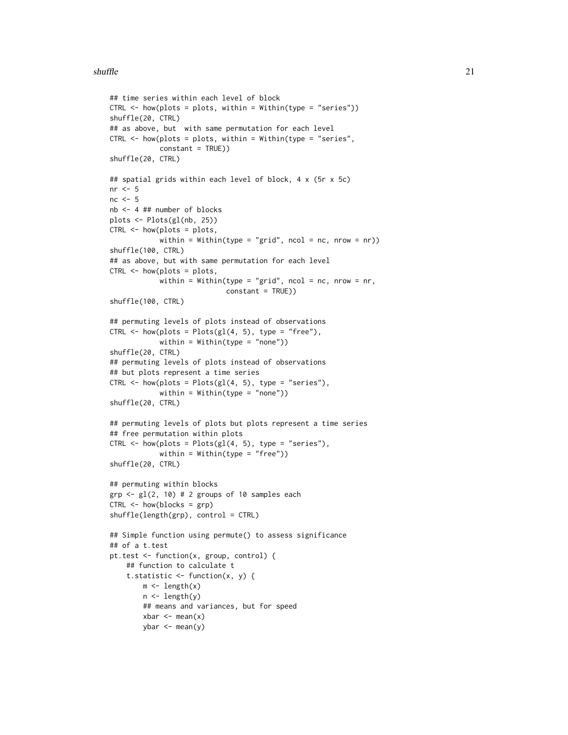```
## time series within each level of block
CTRL <- how(plots = plots, within = Within(type = "series"))
shuffle(20, CTRL)
## as above, but  with same permutation for each level
CTRL <- how(plots = plots, within = Within(type = "series",
            constant = TRUE))
shuffle(20, CTRL)

## spatial grids within each level of block, 4 x (5r x 5c)
nr <- 5
nc <- 5
nb <- 4 ## number of blocks
plots <- Plots(gl(nb, 25))
CTRL <- how(plots = plots,
            within = Within(type = "grid", ncol = nc, nrow = nr))
shuffle(100, CTRL)
## as above, but with same permutation for each level
CTRL <- how(plots = plots,
            within = Within(type = "grid", ncol = nc, nrow = nr,
                            constant = TRUE))
shuffle(100, CTRL)

## permuting levels of plots instead of observations
CTRL <- how(plots = Plots(gl(4, 5), type = "free"),
            within = Within(type = "none"))
shuffle(20, CTRL)
## permuting levels of plots instead of observations
## but plots represent a time series
CTRL <- how(plots = Plots(gl(4, 5), type = "series"),
            within = Within(type = "none"))
shuffle(20, CTRL)

## permuting levels of plots but plots represent a time series
## free permutation within plots
CTRL <- how(plots = Plots(gl(4, 5), type = "series"),
            within = Within(type = "free"))
shuffle(20, CTRL)

## permuting within blocks
grp <- gl(2, 10) # 2 groups of 10 samples each
CTRL <- how(blocks = grp)
shuffle(length(grp), control = CTRL)

## Simple function using permute() to assess significance
## of a t.test
pt.test <- function(x, group, control) {
    ## function to calculate t
    t.statistic <- function(x, y) {
        m <- length(x)
        n <- length(y)
        ## means and variances, but for speed
        xbar <- mean(x)
        ybar <- mean(y)
```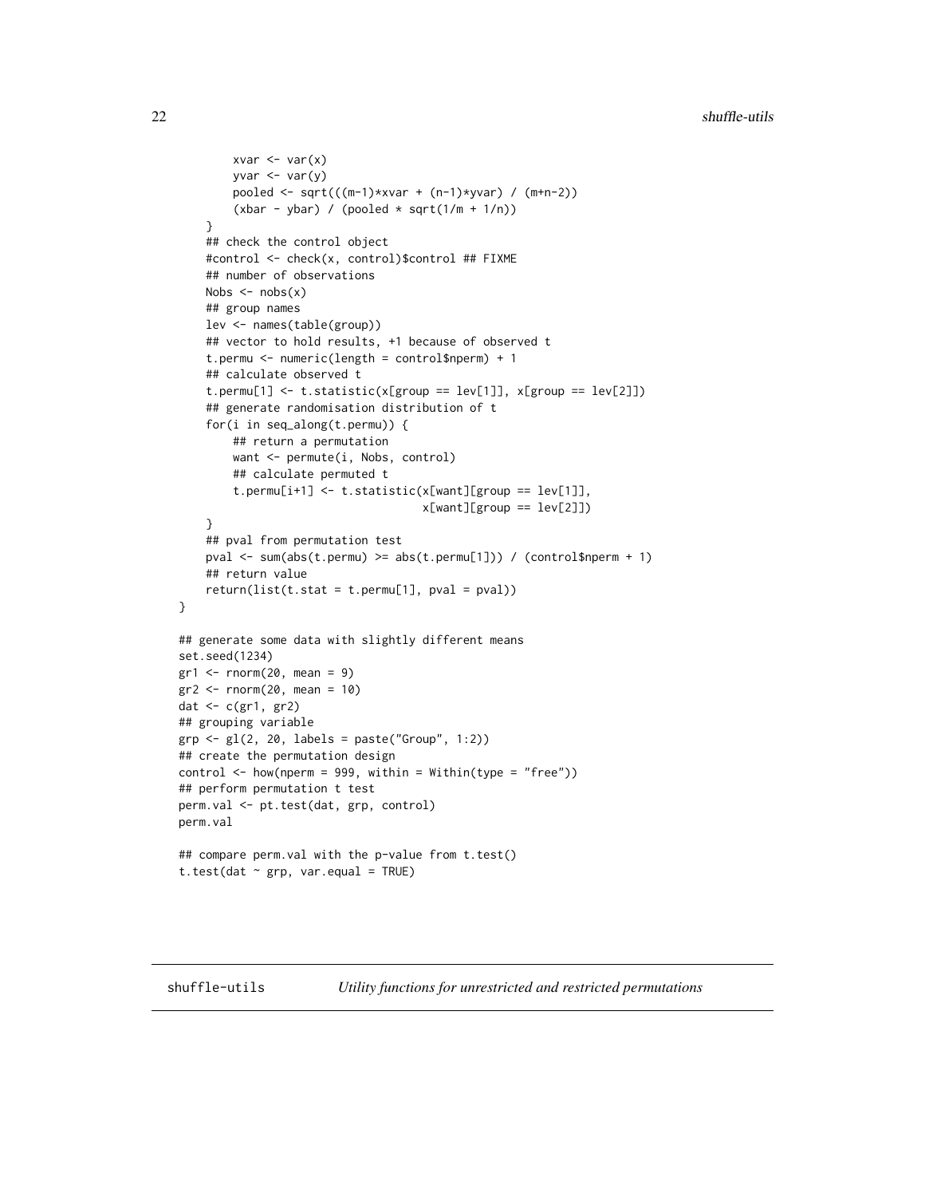```
        xvar <- var(x)
        yvar <- var(y)
        pooled <- sqrt(((m-1)*xvar + (n-1)*yvar) / (m+n-2))
        (xbar - ybar) / (pooled * sqrt(1/m + 1/n))
    }
    ## check the control object
    #control <- check(x, control)$control ## FIXME
    ## number of observations
    Nobs <- nobs(x)
    ## group names
    lev <- names(table(group))
    ## vector to hold results, +1 because of observed t
    t.permu <- numeric(length = control$nperm) + 1
    ## calculate observed t
    t.permu[1] <- t.statistic(x[group == lev[1]], x[group == lev[2]])
    ## generate randomisation distribution of t
    for(i in seq_along(t.permu)) {
        ## return a permutation
        want <- permute(i, Nobs, control)
        ## calculate permuted t
        t.permu[i+1] <- t.statistic(x[want][group == lev[1]],
                                    x[want][group == lev[2]])
    }
    ## pval from permutation test
    pval <- sum(abs(t.permu) >= abs(t.permu[1])) / (control$nperm + 1)
    ## return value
    return(list(t.stat = t.permu[1], pval = pval))
}

## generate some data with slightly different means
set.seed(1234)
gr1 <- rnorm(20, mean = 9)
gr2 <- rnorm(20, mean = 10)
dat <- c(gr1, gr2)
## grouping variable
grp <- gl(2, 20, labels = paste("Group", 1:2))
## create the permutation design
control <- how(nperm = 999, within = Within(type = "free"))
## perform permutation t test
perm.val <- pt.test(dat, grp, control)
perm.val

## compare perm.val with the p-value from t.test()
t.test(dat ~ grp, var.equal = TRUE)
```

---

## shuffle-utils *Utility functions for unrestricted and restricted permutations*

---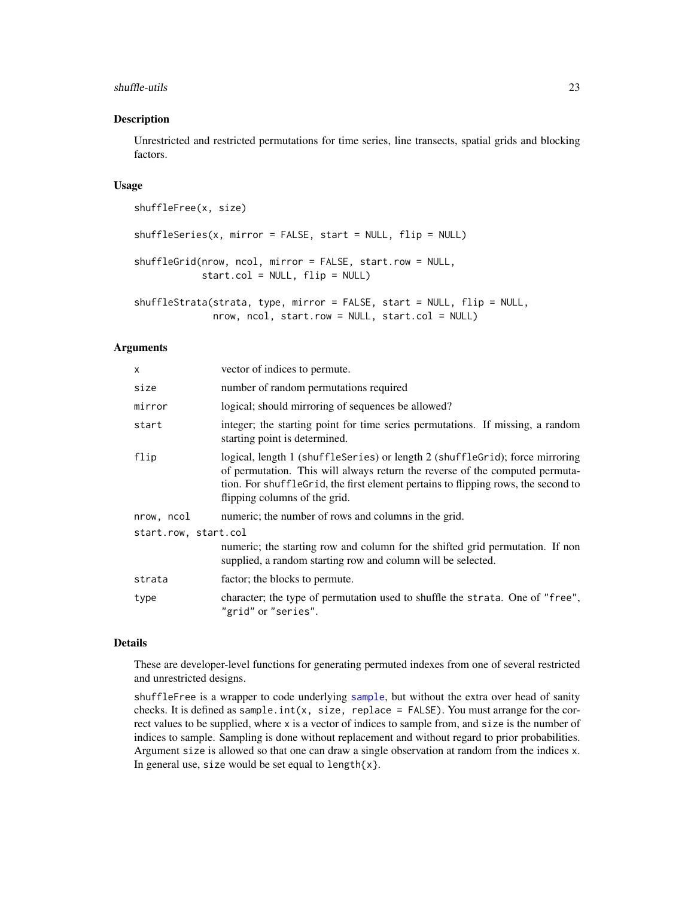## Description

Unrestricted and restricted permutations for time series, line transects, spatial grids and blocking factors.

## Usage

```
shuffleFree(x, size)

shuffleSeries(x, mirror = FALSE, start = NULL, flip = NULL)

shuffleGrid(nrow, ncol, mirror = FALSE, start.row = NULL,
            start.col = NULL, flip = NULL)

shuffleStrata(strata, type, mirror = FALSE, start = NULL, flip = NULL,
              nrow, ncol, start.row = NULL, start.col = NULL)
```

## Arguments

| | |
|---|---|
| `x` | vector of indices to permute. |
| `size` | number of random permutations required |
| `mirror` | logical; should mirroring of sequences be allowed? |
| `start` | integer; the starting point for time series permutations. If missing, a random starting point is determined. |
| `flip` | logical, length 1 (`shuffleSeries`) or length 2 (`shuffleGrid`); force mirroring of permutation. This will always return the reverse of the computed permutation. For `shuffleGrid`, the first element pertains to flipping rows, the second to flipping columns of the grid. |
| `nrow, ncol` | numeric; the number of rows and columns in the grid. |
| `start.row, start.col` | numeric; the starting row and column for the shifted grid permutation. If non supplied, a random starting row and column will be selected. |
| `strata` | factor; the blocks to permute. |
| `type` | character; the type of permutation used to shuffle the `strata`. One of `"free"`, `"grid"` or `"series"`. |

## Details

These are developer-level functions for generating permuted indexes from one of several restricted and unrestricted designs.

`shuffleFree` is a wrapper to code underlying `sample`, but without the extra over head of sanity checks. It is defined as `sample.int(x, size, replace = FALSE)`. You must arrange for the correct values to be supplied, where `x` is a vector of indices to sample from, and `size` is the number of indices to sample. Sampling is done without replacement and without regard to prior probabilities. Argument `size` is allowed so that one can draw a single observation at random from the indices `x`. In general use, `size` would be set equal to `length{x}`.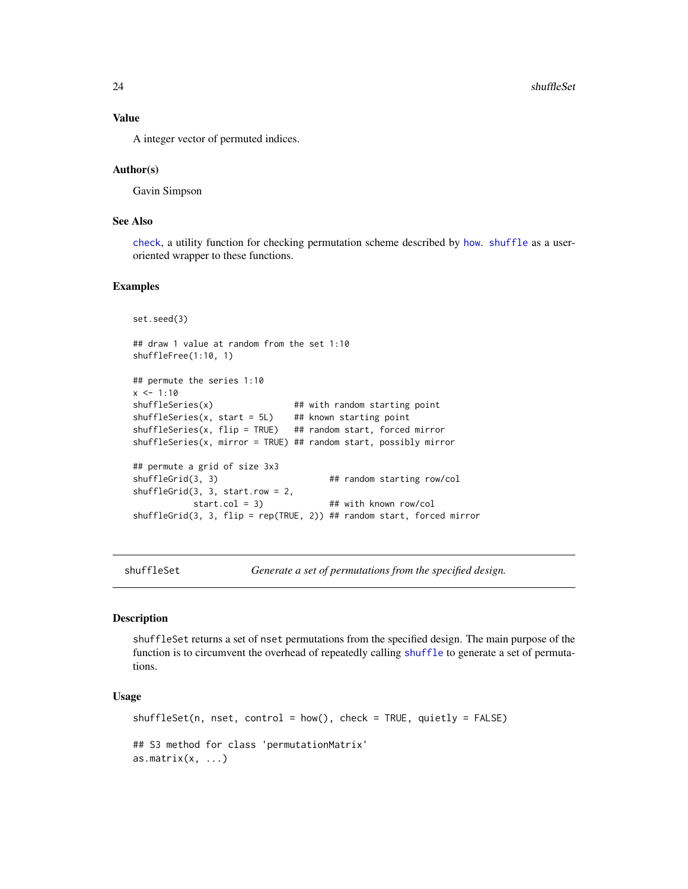### Value

A integer vector of permuted indices.

### Author(s)

Gavin Simpson

### See Also

check, a utility function for checking permutation scheme described by how. shuffle as a user-oriented wrapper to these functions.

### Examples

```
set.seed(3)

## draw 1 value at random from the set 1:10
shuffleFree(1:10, 1)

## permute the series 1:10
x <- 1:10
shuffleSeries(x)                ## with random starting point
shuffleSeries(x, start = 5L)    ## known starting point
shuffleSeries(x, flip = TRUE)   ## random start, forced mirror
shuffleSeries(x, mirror = TRUE) ## random start, possibly mirror

## permute a grid of size 3x3
shuffleGrid(3, 3)                      ## random starting row/col
shuffleGrid(3, 3, start.row = 2,
            start.col = 3)             ## with known row/col
shuffleGrid(3, 3, flip = rep(TRUE, 2)) ## random start, forced mirror
```

---

## shuffleSet — *Generate a set of permutations from the specified design.*

### Description

shuffleSet returns a set of nset permutations from the specified design. The main purpose of the function is to circumvent the overhead of repeatedly calling shuffle to generate a set of permutations.

### Usage

```
shuffleSet(n, nset, control = how(), check = TRUE, quietly = FALSE)

## S3 method for class 'permutationMatrix'
as.matrix(x, ...)
```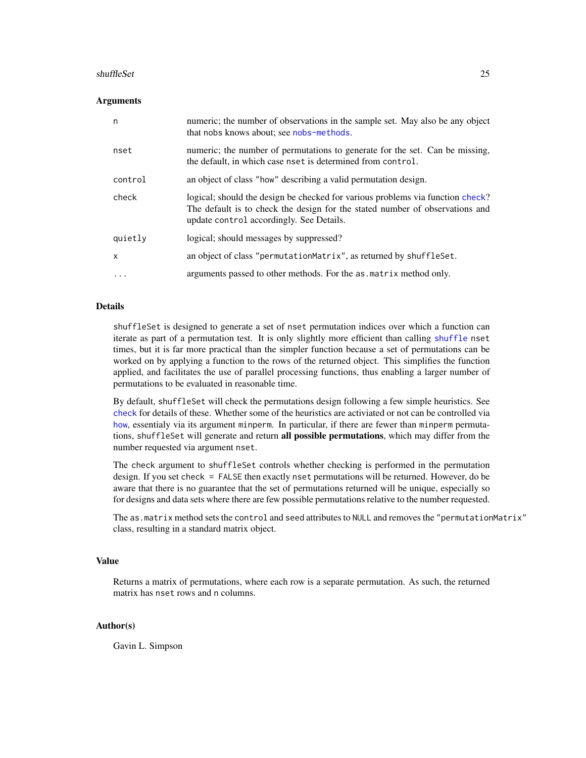## Arguments

| | |
|---|---|
| `n` | numeric; the number of observations in the sample set. May also be any object that `nobs` knows about; see `nobs-methods`. |
| `nset` | numeric; the number of permutations to generate for the set. Can be missing, the default, in which case `nset` is determined from `control`. |
| `control` | an object of class `"how"` describing a valid permutation design. |
| `check` | logical; should the design be checked for various problems via function `check`? The default is to check the design for the stated number of observations and update `control` accordingly. See Details. |
| `quietly` | logical; should messages by suppressed? |
| `x` | an object of class `"permutationMatrix"`, as returned by `shuffleSet`. |
| `...` | arguments passed to other methods. For the `as.matrix` method only. |

## Details

`shuffleSet` is designed to generate a set of `nset` permutation indices over which a function can iterate as part of a permutation test. It is only slightly more efficient than calling `shuffle` `nset` times, but it is far more practical than the simpler function because a set of permutations can be worked on by applying a function to the rows of the returned object. This simplifies the function applied, and facilitates the use of parallel processing functions, thus enabling a larger number of permutations to be evaluated in reasonable time.

By default, `shuffleSet` will check the permutations design following a few simple heuristics. See `check` for details of these. Whether some of the heuristics are activiated or not can be controlled via `how`, essentialy via its argument `minperm`. In particular, if there are fewer than `minperm` permutations, `shuffleSet` will generate and return **all possible permutations**, which may differ from the number requested via argument `nset`.

The `check` argument to `shuffleSet` controls whether checking is performed in the permutation design. If you set `check = FALSE` then exactly `nset` permutations will be returned. However, do be aware that there is no guarantee that the set of permutations returned will be unique, especially so for designs and data sets where there are few possible permutations relative to the number requested.

The `as.matrix` method sets the `control` and `seed` attributes to `NULL` and removes the `"permutationMatrix"` class, resulting in a standard matrix object.

## Value

Returns a matrix of permutations, where each row is a separate permutation. As such, the returned matrix has `nset` rows and `n` columns.

## Author(s)

Gavin L. Simpson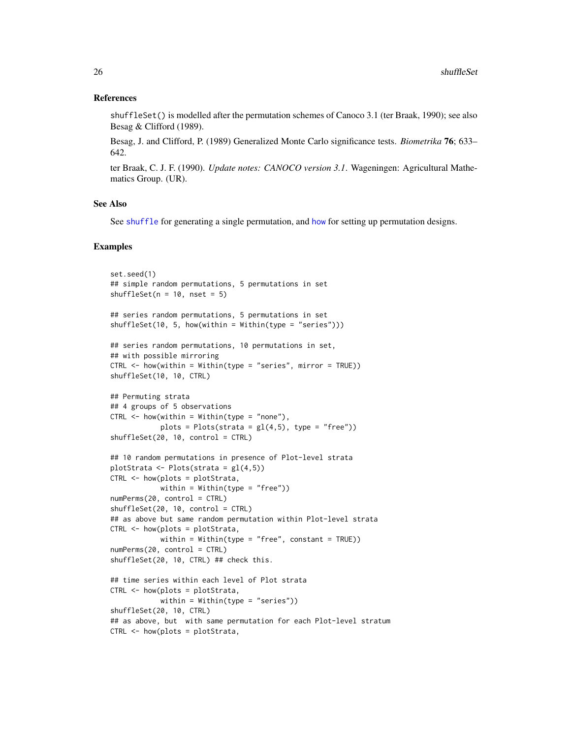## References

`shuffleSet()` is modelled after the permutation schemes of Canoco 3.1 (ter Braak, 1990); see also Besag & Clifford (1989).

Besag, J. and Clifford, P. (1989) Generalized Monte Carlo significance tests. *Biometrika* **76**; 633–642.

ter Braak, C. J. F. (1990). *Update notes: CANOCO version 3.1*. Wageningen: Agricultural Mathematics Group. (UR).

## See Also

See `shuffle` for generating a single permutation, and `how` for setting up permutation designs.

## Examples

```
set.seed(1)
## simple random permutations, 5 permutations in set
shuffleSet(n = 10, nset = 5)

## series random permutations, 5 permutations in set
shuffleSet(10, 5, how(within = Within(type = "series")))

## series random permutations, 10 permutations in set,
## with possible mirroring
CTRL <- how(within = Within(type = "series", mirror = TRUE))
shuffleSet(10, 10, CTRL)

## Permuting strata
## 4 groups of 5 observations
CTRL <- how(within = Within(type = "none"),
            plots = Plots(strata = gl(4,5), type = "free"))
shuffleSet(20, 10, control = CTRL)

## 10 random permutations in presence of Plot-level strata
plotStrata <- Plots(strata = gl(4,5))
CTRL <- how(plots = plotStrata,
            within = Within(type = "free"))
numPerms(20, control = CTRL)
shuffleSet(20, 10, control = CTRL)
## as above but same random permutation within Plot-level strata
CTRL <- how(plots = plotStrata,
            within = Within(type = "free", constant = TRUE))
numPerms(20, control = CTRL)
shuffleSet(20, 10, CTRL) ## check this.

## time series within each level of Plot strata
CTRL <- how(plots = plotStrata,
            within = Within(type = "series"))
shuffleSet(20, 10, CTRL)
## as above, but  with same permutation for each Plot-level stratum
CTRL <- how(plots = plotStrata,
```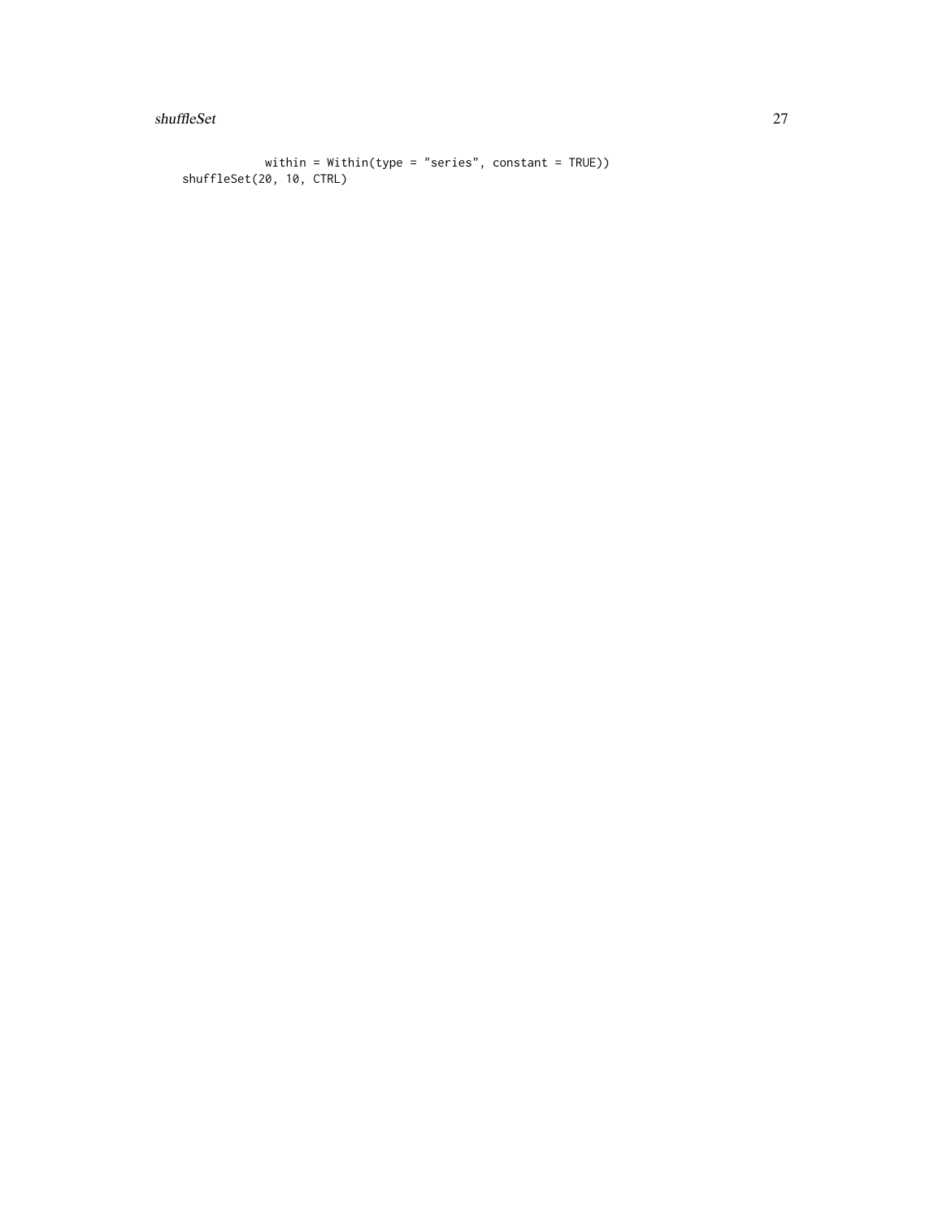```
            within = Within(type = "series", constant = TRUE))
shuffleSet(20, 10, CTRL)
```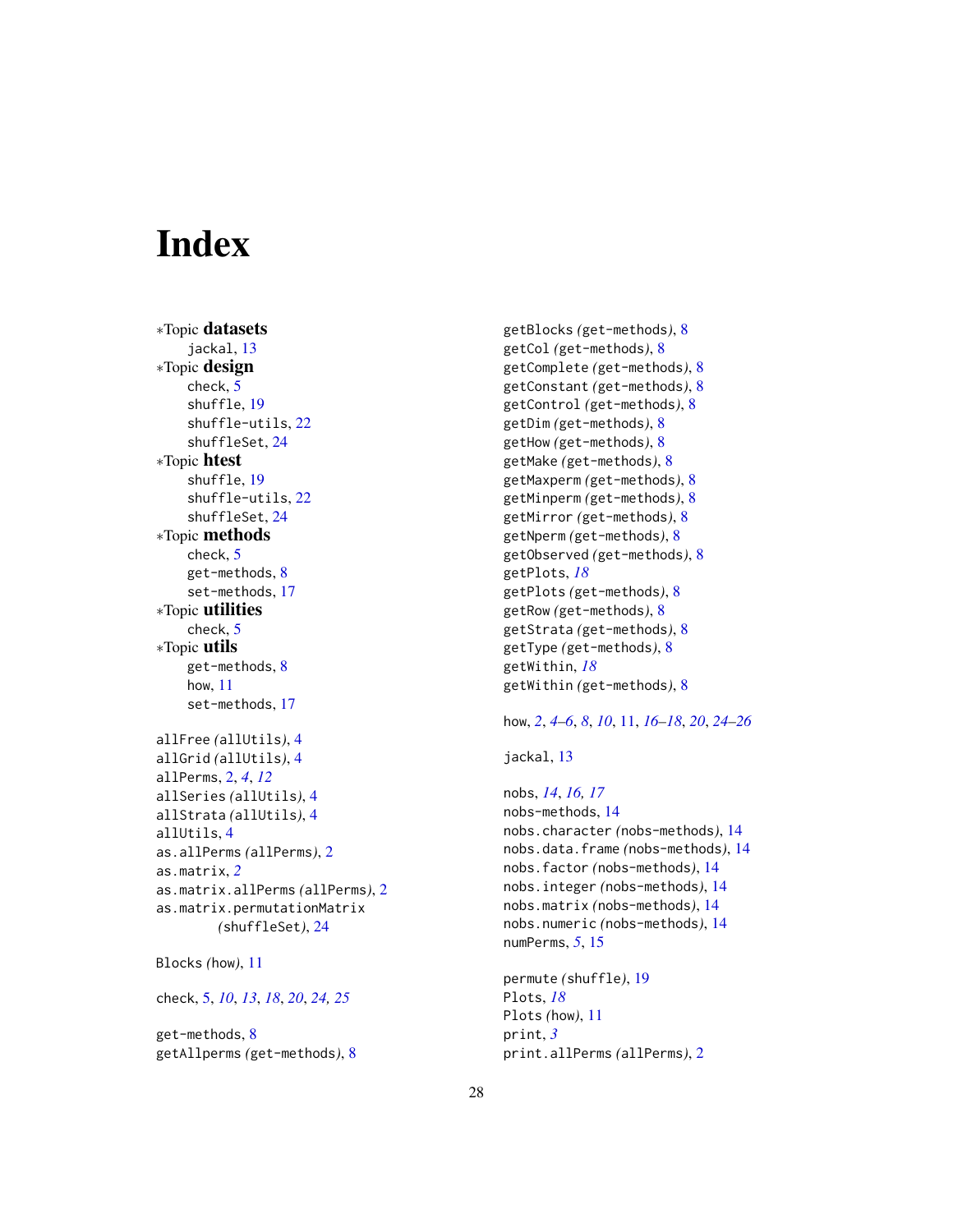# Index

*Topic **datasets**
- jackal, 13

*Topic **design**
- check, 5
- shuffle, 19
- shuffle-utils, 22
- shuffleSet, 24

*Topic **htest**
- shuffle, 19
- shuffle-utils, 22
- shuffleSet, 24

*Topic **methods**
- check, 5
- get-methods, 8
- set-methods, 17

*Topic **utilities**
- check, 5

*Topic **utils**
- get-methods, 8
- how, 11
- set-methods, 17

allFree *(allUtils)*, 4
allGrid *(allUtils)*, 4
allPerms, 2, *4*, *12*
allSeries *(allUtils)*, 4
allStrata *(allUtils)*, 4
allUtils, 4
as.allPerms *(allPerms)*, 2
as.matrix, *2*
as.matrix.allPerms *(allPerms)*, 2
as.matrix.permutationMatrix *(shuffleSet)*, 24

Blocks *(how)*, 11

check, 5, *10*, *13*, *18*, *20*, *24*, *25*

get-methods, 8
getAllperms *(get-methods)*, 8
getBlocks *(get-methods)*, 8
getCol *(get-methods)*, 8
getComplete *(get-methods)*, 8
getConstant *(get-methods)*, 8
getControl *(get-methods)*, 8
getDim *(get-methods)*, 8
getHow *(get-methods)*, 8
getMake *(get-methods)*, 8
getMaxperm *(get-methods)*, 8
getMinperm *(get-methods)*, 8
getMirror *(get-methods)*, 8
getNperm *(get-methods)*, 8
getObserved *(get-methods)*, 8
getPlots, *18*
getPlots *(get-methods)*, 8
getRow *(get-methods)*, 8
getStrata *(get-methods)*, 8
getType *(get-methods)*, 8
getWithin, *18*
getWithin *(get-methods)*, 8

how, *2*, *4–6*, *8*, *10*, 11, *16–18*, *20*, *24–26*

jackal, 13

nobs, *14*, *16*, *17*
nobs-methods, 14
nobs.character *(nobs-methods)*, 14
nobs.data.frame *(nobs-methods)*, 14
nobs.factor *(nobs-methods)*, 14
nobs.integer *(nobs-methods)*, 14
nobs.matrix *(nobs-methods)*, 14
nobs.numeric *(nobs-methods)*, 14
numPerms, *5*, 15

permute *(shuffle)*, 19
Plots, *18*
Plots *(how)*, 11
print, *3*
print.allPerms *(allPerms)*, 2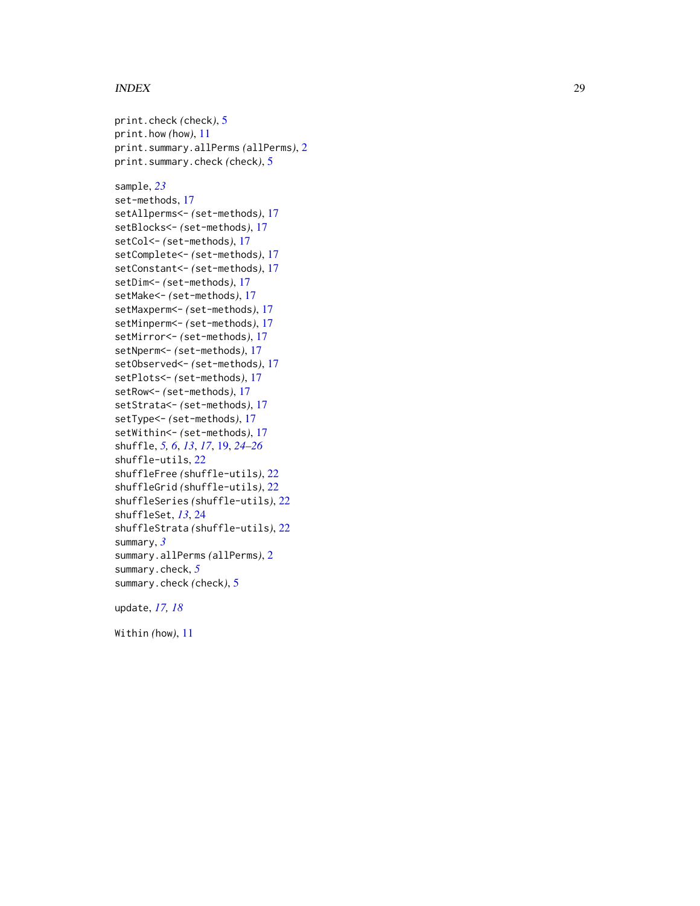print.check (check), 5
print.how (how), 11
print.summary.allPerms (allPerms), 2
print.summary.check (check), 5

sample, *23*
set-methods, 17
setAllperms<- (set-methods), 17
setBlocks<- (set-methods), 17
setCol<- (set-methods), 17
setComplete<- (set-methods), 17
setConstant<- (set-methods), 17
setDim<- (set-methods), 17
setMake<- (set-methods), 17
setMaxperm<- (set-methods), 17
setMinperm<- (set-methods), 17
setMirror<- (set-methods), 17
setNperm<- (set-methods), 17
setObserved<- (set-methods), 17
setPlots<- (set-methods), 17
setRow<- (set-methods), 17
setStrata<- (set-methods), 17
setType<- (set-methods), 17
setWithin<- (set-methods), 17
shuffle, *5, 6*, *13*, *17*, 19, *24–26*
shuffle-utils, 22
shuffleFree (shuffle-utils), 22
shuffleGrid (shuffle-utils), 22
shuffleSeries (shuffle-utils), 22
shuffleSet, *13*, 24
shuffleStrata (shuffle-utils), 22
summary, *3*
summary.allPerms (allPerms), 2
summary.check, *5*
summary.check (check), 5

update, *17, 18*

Within (how), 11